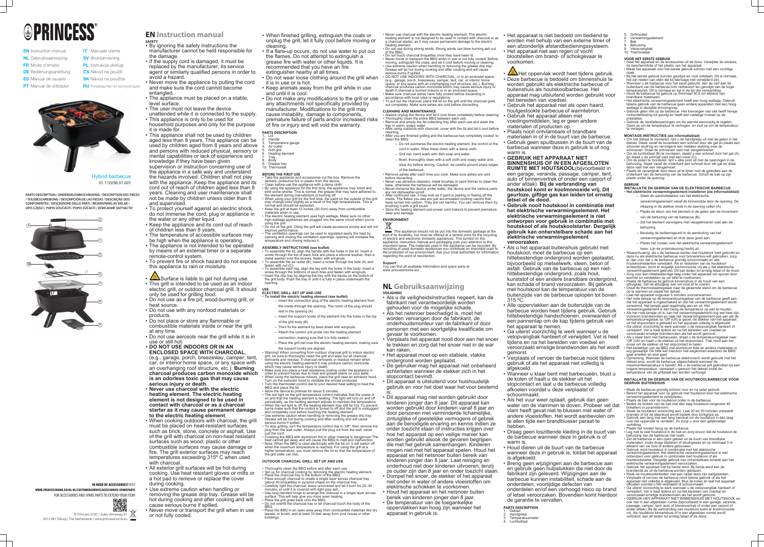# PRINCESS®

- **EN** Instruction manual
- **NL** Gebruiksaanwijzing
- **FR** Mode d'emploi
- **DE** Bedienungsanleitung
- **ES** Manual de usuario
- **PT** Manual de utilizador
- **IT** Manuale utente
- **SV** Bruksanvisning
- **PL** Instrukcja obsługi
- **CS** Návod na použití
- **SK** Návod na použitie
- **RU** Руководство по эксплуатации

Hybrid barbecue
01.112256.01.001

PARTS DESCRIPTION / ONDERDELENBESCHRIJVING / DESCRIPTION DES PIÈCES / TEILEBESCHREIBUNG / DESCRIPCIÓN DE LAS PIEZAS / DESCRIÇÃO DOS COMPONENTES / DESCRIZIONE DELLE PARTI / BESKRIVNING AV DELAR / OPIS CZĘŚCI / POPIS SOUČÁSTÍ / POPIS SÚČASTÍ / ОПИСАНИЕ ЗАПЧАСТИ

IN NEED OF ACCESSORIES? VISIT WWW.PRINCESSHOME.EU/NL-NL/CUSTOMERSERVICE/ACCESSORIES-SPAREPARTS FOR ACCESSORIES AND SPARE PARTS TO EXTEND YOUR ITEM!

© Princess 2020 | Jules Verneweg 87
5015 BH Tilburg | The Netherlands | www.princesshome.eu

# EN Instruction manual

## SAFETY

- By ignoring the safety instructions the manufacturer cannot be held responsible for the damage.
- If the supply cord is damaged, it must be replaced by the manufacturer, its service agent or similarly qualified persons in order to avoid a hazard.
- Never move the appliance by pulling the cord and make sure the cord cannot become entangled.
- The appliance must be placed on a stable, level surface.
- The user must not leave the device unattended while it is connected to the supply.
- This appliance is only to be used for household purposes and only for the purpose it is made for.
- This appliance shall not be used by children aged less than 8 years. This appliance can be used by children aged from 8 years and above and persons with reduced physical, sensory or mental capabilities or lack of experience and knowledge if they have been given supervision or instruction concerning use of the appliance in a safe way and understand the hazards involved. Children shall not play with the appliance. Keep the appliance and its cord out of reach of children aged less than 8 years. Cleaning and user maintenance shall not be made by children unless older than 8 and supervised.
- To protect yourself against an electric shock, do not immerse the cord, plug or appliance in the water or any other liquid.
- Keep the appliance and its cord out of reach of children less than 8 years.
- The temperature of accessible surfaces may be high when the appliance is operating.
- The appliance is not intended to be operated by means of an external timer or a separate remote-control system.
- To prevent fire or shock hazard do not expose this appliance to rain or moisture.
- Surface is liable to get hot during use.
- This grill is intended to be used as an indoor electric grill, or outdoor charcoal grill. It should only be used for grilling food.
- Do not use as a fire pit, wood-burning grill, or heat source.
- Do not use with any nonfood materials or products.
- Do not place or store any flammable or combustible materials inside or near the grill at any time.
- Do not use aerosols near the grill while it is in use or still hot.
- **DO NOT USE INDOORS OR IN AN ENCLOSED SPACE WITH CHARCOAL**, (e.g., garage, porch, breezeway, camper, tent, car, or interior home space, or any space with an overhanging roof structure, etc.). **Burning charcoal produces carbon monoxide which is an odorless toxic gas that may cause serious injury or death.**
- **Never use charcoal with the electric heating element. The electric heating element is not designed to be used in contact with charcoal or as a charcoal starter as it may cause permanent damage to the electric heating element.**
- When cooking outdoors with charcoal, the grill must be placed on heat-resistant surfaces, such as brick, stone, concrete or asphalt. Use of the grill with charcoal on non-heat resistant surfaces such as wood, plastic or other combustible surfaces may cause damage or fire. The grill exterior surfaces may reach temperatures exceeding 315º C when used with charcoal.
- All exterior grill surfaces will be hot during cooking. Use heat resistant gloves or mitts or a hot pad to remove or replace the cover during cooking.
- Use extreme caution when handling or removing the grease tray. Grease will be hot during cooking and after cooking and will cause serious burns if spilled.
- Never move or transport the grill when in use or not fully cooled.
- When finished grilling, extinguish the coals or unplug the grill, let it fully cool before moving or cleaning.
- If a flare-up occurs, do not use water to put out the flames. Do not attempt to extinguish a grease fire with water or other liquids. It is recommended that you have an fire extinguisher nearby at all times.
- Do not wear loose clothing around the grill when it is in use or is hot.
- Keep animals away from the grill while in use and until it is cool.
- Do not make any modifications to the grill or use any attachments not specifically provided by manufacturer. Modifications to the grill may cause instability, damage to components, premature failure of parts and/or increased risks of fire or injury and will void the warranty.

## PARTS DESCRIPTION

1. Lid
2. Handle
3. Temperature gauge
4. Air outlet
5. Grill grid
6. Heating element
7. Tray
8. Body
9. Grease tray
10. Thermostat

## BEFORE THE FIRST USE

- Take the appliance and accessories out the box. Remove the stickers, protective foil or plastic from the device.
- Clean before use the appliance with a damp cloth.
- By using the appliance for the first time, the appliance may smell and emit some smoke. This is normal, the grease that may have adhered to the element during manufacture is burning off.
- When using your grill for the first time, the paint on the outside of the grill may change color slightly as a result of the high temperatures. This is normal and should be expected.
- Keep the grill at least 12 inches (30.5cm) away from combustible materials when in use.
- The electric heating element uses high wattage. Make sure no other high-wattage appliances are plugged into the same circuit when you're using the grill.
- Do not oil the grill. Oiling the grill will create excessive smoke and will not improve performance.
- The ventilation openings can be used to regulated easily the heat by opening and closing the ventilation openings: opening will increase the temperature and closing reduces it.

## ASSEMBLY INSTRUCTIONS (see leaflet)

- To assemble the lid, align the handle with the holes in the lid. Insert a screw through the top of each hole and place a silicone washer, then a metal washer over the screws, fasten with wingnuts.
- To assemble the air outlet (B), insert a screw through the hole (A) and fasten with nut (C).
- To assemble each leg, align the leg with the holes in the body. Insert a screw through the bottoms of each hole and fasten with wingnuts.
- Insert the drip tray by aligning the tray with the tracks on the bottom of the grill body. Push the tray in until it is fully in place underneath the opening.

## USE

### ELECTRIC GRILL SET UP AND USE

- **To install the electric heating element (see leaflet)**
  - Insert the connection plug of the electric heating element from the inside through the opening. The notch of the plug should rest in the opening (A).
  - Insert the support hooks of the element into the holes in the top of the grill body (B).
  - Then fix the element by fixed sheet with wingnuts.
  - Attach the control unit probe into the heating element connection, making sure that it is fully seated.
  - Place the grill net over the electric heating element, making sure the support hooks are aligned.
- Warning! When converting from outdoor charcoal grill to indoor electric grill, be sure to thoroughly clean the grill and wipe out all charcoal remnants and residue. If charcoal remnants or residue remain when using the electric heating element it may produce carbon monoxide which may cause serious injury or death.
- Make sure you place a heat resistance coating under the appliance in order to prevent traces due to heat and grease stains on your table.
- When using the barbecue indoors, place the grill near an extractor hood. Turn on the extractor hood to ventilate the smoke produced.
- Turn the thermostat control dial to your desired heat setting to heat the BBQ and place the lid.
- Allow the device to preheat for about 5 minutes
- The red light on the grill temperature control indicates that the power is on and that the heating element is heating. The light will turn on and off periodically, as the heating element adjusts to maintain the temperature.
- When the red light is off, the heating element may still be hot. To prevent burns make sure that the control is turned to off and the grill is unplugged and completely cool before touching the heating element.
- Use extreme caution when handling or removing the grease tray. Grease will be hot during cooking and after cooking and will cause serious burns if spilled.
- To stop grilling, turn the temperature control dial to "off", then remove the plug from the wall outlet. Always pull the plug out from the wall; never pull the cord.
- Covering the BBQ with aluminium foil or other material is dangerous! The heat cannot get away and will cause the BBQ to melt and malfunction.
- Note: When the BBQ is used electrically with the lid on, it will switch off when the maximum temperature is reached. For using the grill at a higher temperature, you must remove the lid so that the temperature of the grill plate can rise.

### OUTDOOR CHARCOAL GRILL SET UP AND USE

- Thoroughly clean the BBQ before and after each use.
- Set up for charcoal cooking by removing the electric heating element.
- Place the charcoal tray in the bottom of the BBQ.
- Place enough charcoal to create a single layer across charcoal tray (about 40 briquettes) in pyramid shape on the charcoal tray.
- Carefully light the charcoal, leave uncovered and let it burn for 20–30 minutes, or until it is covered with light gray ash.
- Use long-handled tongs to arrange the charcoal in a single layer across surface. This will help give you more even heating.
- Place the grill grate back onto the BBQ.
- Do not overfill the charcoal tray or let charcoal touch the body of the BBQ.
- Place the BBQ in an open area away from combustible materials like dry leaves, or brush, and at least 10 feet away from your house or other buildings.
- Never use charcoal with the electric heating element. The electric heating element is not designed to be used in contact with charcoal or as a charcoal starter, as it may cause permanent damage to the electric heating element.
- Do not use during strong winds. Strong winds can blow burning ash out of the BBQ.
- Do not touch charcoal briquettes once they have been lit.
- Never move or transport the BBQ when in use or not fully cooled. Before moving, extinguish the coals, and let it cool before moving or cleaning.
- Use extreme caution when handling or removing the grease drip tray. Grease will be hot during cooking and after cooking and will cause serious burns if spilled.
- DO NOT USE INDOORS WITH CHARCOAL, or in an enclosed space, (e.g., garage, porch, breezeway, camper, tent, car, or interior home space, or any space with an overhanging roof structure, etc.). Burning charcoal produces carbon monoxide which may cause serious injury or death if charcoal is burned in indoors or in an enclosed space.
- Make sure charcoal ashes have fully cooled before discarding in accordance with local rules or regulations.
- To put out the charcoal, place the lid on the grill until the charcoal goes out completely. Make sure ashes are cold before discarding.

## CLEANING AND MAINTENANCE

- Always unplug the device and let it cool down completely before cleaning
- Thoroughly clean the entire BBQ between each use.
- Remove and empty the fat collecting tray after each use and wash the tray in warm, soapy water.
- After using outdoors with charcoal, cover with the lid and let it cool before cleaning.
- After you are finished grilling and the barbecue has completely cooled, to clean the BBQ:
  - Do not submerse the electric heating element, the control or the cord in water. Wipe these down with a damp cloth.
  - Grill net: hand wash with dish soap and water.
  - Bowl: thoroughly clean with a soft cloth and soapy water and wipe dry before storing. Caution: be careful around sharp edges of the barbecue.
- Remove ashes after each time you cook. Make sure ashes are cold before discarding.
- Never use abrasive cleaners, metal brushes or paint thinner to clean the base, otherwise the barbecue will be damaged.
- Never immerse the device under water, the device and the various parts are not dishwasher-proof.
- After continued use, it may look as if paint is peeling or flaking off the inside. The flakes you see are just accumulated cooking vapors that have turned into carbon. They are not harmful. You can remove them by brushing it with a grill brush.
- Store the heating element and power cord indoors to prevent premature wear and damage.

## ENVIRONMENT

This appliance should not be put into the domestic garbage at the end of its durability, but must be offered at a central point for the recycling of electric and electronic domestic appliances. This symbol on the appliance, instruction manual and packaging puts your attention to this important issue. The materials used in this appliance can be recycled. By recycling of used domestic appliances you contribute an important push to the protection of our environment. Ask your local authorities for information regarding the point of recollection.

## Support

You can find all available information and spare parts at www.princesshome.eu!

# NL Gebruiksaanwijzing

## VEILIGHEID

- Als u de veiligheidsinstructies negeert, kan de fabrikant niet verantwoordelijk worden gehouden voor de mogelijke schade.
- Als het netsnoer beschadigd is, moet het worden vervangen door de fabrikant, de onderhoudsmonteur van de fabrikant of door personen met een soortgelijke kwalificatie om gevaar te voorkomen.
- Verplaats het apparaat nooit door aan het snoer te trekken en zorg dat het snoer niet in de war kan raken.
- Het apparaat moet op een stabiele, vlakke ondergrond worden geplaatst.
- De gebruiker mag het apparaat niet onbeheerd achterlaten wanneer de stekker zich in het stopcontact bevindt.
- Dit apparaat is uitsluitend voor huishoudelijk gebruik en voor het doel waar het voor bestemd is.
- Dit apparaat mag niet worden gebruikt door kinderen jonger dan 8 jaar. Dit apparaat kan worden gebruikt door kinderen vanaf 8 jaar en door personen met verminderde lichamelijke, zintuiglijke of geestelijke vermogens of gebrek aan de benodigde ervaring en kennis indien ze onder toezicht staan of instructies krijgen over hoe het apparaat op een veilige manier kan worden gebruikt alsook de gevaren begrijpen die met het gebruik samenhangen. Kinderen mogen niet met het apparaat spelen. Houd het apparaat en het netsnoer buiten bereik van kinderen jonger dan 8 jaar. Laat reiniging en onderhoud niet door kinderen uitvoeren, tenzij ze ouder zijn dan 8 jaar en onder toezicht staan.
- Dompel het snoer, de stekker of het apparaat niet onder in water of andere vloeistoffen om elektrische schokken te voorkomen.
- Houd het apparaat en het netsnoer buiten bereik van kinderen jonger dan 8 jaar.
- De temperatuur van de toegankelijke oppervlakken kan hoog zijn wanneer het apparaat in gebruik is.
- Het apparaat is niet bedoeld om bediend te worden met behulp van een externe timer of een afzonderlijk afstandsbedieningssysteem.
- Het apparaat niet aan regen of vocht blootstellen om brand- of schokgevaar te voorkomen.
- Het oppervlak wordt heet tijdens gebruik.
- Deze barbecue is bedoeld om binnenshuis te worden gebruikt als elektrische barbecue of buitenshuis als houtskoolbarbecue. Het apparaat mag uitsluitend worden gebruikt voor het bereiden van voedsel.
- Gebruik het apparaat niet als open haard, houtgestookte barbecue of warmtebron.
- Gebruik het apparaat alleen met voedingsmiddelen; leg er geen andere materialen of producten op.
- Plaats nooit ontvlambare of brandbare materialen in of in de buurt van de barbecue.
- Gebruik geen spuitbussen in de buurt van de barbecue wanneer deze in gebruik is of nog warm is.
- **GEBRUIK HET APPARAAT NIET BINNENSHUIS OF IN EEN AFGESLOTEN RUIMTE MET HOUTSKOOL**(bijvoorbeeld in een garage, veranda, passage, camper, tent, auto of binnenvertrek of onder een carport of ander afdak). **Bij de verbranding van houtskool komt er koolmonoxide vrij. Dit geurloze, giftige gas kan leiden tot ernstig letsel of de dood.**
- **Gebruik nooit houtskool in combinatie met het elektrische verwarmingselement. Het elektrische verwarmingselement is niet ontworpen voor gebruik in combinatie met houtskool of als houtskoolstarter. Dergelijk gebruik kan onherstelbare schade aan het elektrische verwarmingselement veroorzaken**.
- Als u het apparaat buitenshuis gebruikt met houtskool, moet de barbecue op een hittebestendige ondergrond worden geplaatst, bijvoorbeeld op metselwerk, steen, beton of asfalt. Gebruik van de barbecue op een niet-hittebestendige ondergrond, zoals hout, kunststof of een andere brandbare ondergrond, kan schade of brand veroorzaken. Bij gebruik met houtskool kan de temperatuur van de buitenzijde van de barbecue oplopen tot boven 315 °C.
- Alle oppervlakken aan de buitenzijde van de barbecue worden heet tijdens gebruik. Gebruik hittebestendige handschoenen, ovenwanten of een pannenlap om de kap tijdens gebruik van het apparaat te nemen.
- Ga uiterst voorzichtig te werk wanneer u de vetopvangbak hanteert of verwijdert. Vet is heet tijdens en na het bereiden van voedsel en veroorzaakt ernstige brandwonden als het wordt gemorst.
- Verplaats of vervoer de barbecue nooit tijdens gebruik of als het apparaat niet volledig is afgekoeld.
- Wanneer u klaar bent met barbecueën, blust u de kolen of haalt u de stekker uit het stopcontact en laat u de barbecue volledig afkoelen voordat u deze verplaatst of schoonmaakt.
- Als het vuur weer oplaait, gebruik dan geen water om de vlammen te doven. Probeer vet dat vlam heeft gevat niet te blussen met water of andere vloeistoffen. Het wordt aanbevolen om te allen tijde een brandblusser paraat te hebben.
- Draag geen loszittende kleding in de buurt van de barbecue wanneer deze in gebruik is of warm is.
- Houd dieren uit de buurt van de barbecue wanneer deze in gebruik is, totdat het apparaat is afgekoeld.
- Breng geen wijzigingen aan de barbecue aan en gebruik geen hulpstukken die niet door de fabrikant zijn geleverd. Wijzigingen aan de barbecue kunnen instabiliteit, schade aan de onderdelen, voortijdige defecten van onderdelen en/of een verhoogd risico op brand of letsel veroorzaken. Bovendien komt hierdoor de garantie te vervallen.

## PARTS DESCRIPTION

1. Deksel
2. Handgreep
3. Temperatuurmeter
4. Luchtuitlaat
5. Grillrooster
6. Verwarmingselement
7. Bak
8. Behuizing
9. Vetopvangbak
10. Thermostaat

## VOOR HET EERSTE GEBRUIK

- Haal het apparaat en de accessoires uit de doos. Verwijder de stickers, de beschermfolie of het plastic van het apparaat.
- Maak het apparaat voor het eerste gebruik schoon met een vochtige doek
- Bij het eerste gebruik kunnen geurtjes en rook ontstaan. Dit is normaal, het zijn resten van olie die bij fabricage niet verwijderd zijn.
- Wanneer u de barbecue voor het eerst gebruikt, kan de verf aan de buitenkant van de barbecue licht verkleuren ten gevolge van de hoge temperaturen. Dit is normaal en ligt in de lijn der verwachting.
- Houd de barbecue bij gebruik op minimaal 30,5 cm afstand van brandbare materialen.
- Het elektrische verwarmingselement heeft een hoog wattage. Gebruik tijdens gebruik van de barbecue geen andere apparaten met een hoog wattage in dezelfde stroomgroep.
- Gebruik geen olie op de barbecue. Het toevoegen van olie heeft hevige rookontwikkeling tot gevolg en heeft een nadelige invloed op de prestaties.
- Gebruik de ventilatieopeningen om de warmte eenvoudig te regelen. Open ze om de temperatuur te verhogen, en sluit ze om de temperatuur te verlagen.

## MONTAGE-INSTRUCTIES (zie informatieblad)

- Om het deksel te monteren, lijnt u de handgreep uit met de gaten in het deksel. Steek vanaf de bovenkant een schroef door elk gat en plaats een siliconen sluitring en vervolgens een metalen sluitring over de schroeven. Draai de schroeven vast met vleugelmoeren.
- Om de luchtuitlaat (B) te monteren, steekt u een schroef door het gat (A) en draait u de schroef vast met een moer (C).
- Om de poten te monteren, lijnt u elke poot uit met de openingen in de behuizing. Steek vanaf de onderkant een schroef door elk gat en draai deze vast met een vleugelmoer.
- Plaats de opvangbak door deze uit te lijnen met de geleiders aan de onderkant van de behuizing van de barbecue. Schuif de bak op zijn plaats onder de opening.

## GEBRUIK

### INSTALLATIE EN GEBRUIK VAN DE ELEKTRISCHE BARBECUE

- **Het elektrische verwarmingselement installeren (zie informatieblad)**
  - Steek de aansluitstekker van het elektrische verwarmingselement vanaf de binnenzijde door de opening. De inkeping in de stekker moet in de opening vallen (A).
  - Plaats de steun van het element in de gaten aan de bovenkant van de behuizing van de barbecue (B).
  - Zet het element vervolgens met vleugelmoeren vast aan de behuizing.
  - Bevestig de bedieningsunit in de aansluiting van het verwarmingselement en druk deze goed aan.
  - Plaats het rooster over het elektrische verwarmingselement heen. Lijn de ondersteuning hierbij uit.
- Waarschuwing: als u de barbecue eerder met houtskool hebt gebruikt en deze nu als elektrische barbecue voor binnenshuis wilt gebruiken, zorg er dan voor dat u de barbecue grondig schoonmaakt en alle houtskoolresten verwijdert. Als er restanten van de houtskool achterblijven, komt er mogelijk koolmonoxide vrij als u het elektrische verwarmingselement gebruikt. Dit kan leiden tot ernstig letsel of de dood.
- Zorg voor een hittebestendige laag onder het apparaat om sporen door warmte en vetvlekken op uw tafel te voorkomen.
- Plaats de barbecue bij gebruik binnenshuis in de buurt van een afzuigkap. Zet de afzuigkap aan om rook af te voeren.
- Draai de thermostaatregelaar naar de gewenste stand om de barbecue op te warmen en plaats het deksel.
- Laat het apparaat ongeveer 5 minuten voorverwarmen.
- Het rode lampje op de temperatuurregelaar van de barbecue geeft aan dat het apparaat is ingeschakeld en dat het verwarmingselement wordt verwarmd. Het lampje gaat regelmatig aan en uit. Het verwarmingselement is dan bezig de temperatuur op peil te houden.
- Als het rode lampje uit is, kan het verwarmingselement nog wel heet zijn. Voorkom brandwonden en raak het verwarmingselement pas aan als de temperatuurregelaar op 'Off' (Uit) is gezet, de stekker van het apparaat uit het stopcontact is gehaald en het apparaat volledig is afgekoeld.
- Ga uiterst voorzichtig te werk wanneer u de vetopvangbak hanteert of verwijdert. Vet is heet tijdens en na het bereiden van voedsel en veroorzaakt ernstige brandwonden als het wordt gemorst.
- Als u klaar bent met barbecueën, draait u de temperatuurregelaar naar "Off" (Uit) en haalt u de stekker uit het stopcontact. Trek nooit aan het snoer om de stekker uit het stopcontact te halen.
- Het bedekken van de BBQ met aluminium folie en andere materialen is erg gevaarlijk! De hitte kan hierdoor niet wegkomen waardoor de BBQ gaat smelten en stuk gaat.
- Opmerking: Wanneer de barbecue elektronisch wordt gebruikt met het deksel erop, wordt de barbecue uitgeschakeld wanneer de maximumtemperatuur is bereikt. Als u de barbecue wilt gebruiken bij een hogere temperatuur, verwijdert u gewoon het deksel zodat de temperatuur van de grillplaat kan worden verhoogd.

### INSTALLATIE EN GEBRUIK VAN DE HOUTSKOOLBARBECUE VOOR GEBRUIK BUITENSHUIS

- Maak de barbecue grondig schoon voor en na ieder gebruik.
- Bereid het apparaat voor op gebruik met houtskool door het elektrische verwarmingselement te verwijderen.
- Plaats de bak voor de houtskool onder in de barbecue.
- Bedek de bodem van de bak met één laag houtskool (ongeveer 40 briketten) in pyramidevorm.
- Steek de houtskool voorzichtig aan. Laat 20 tot 30 minuten onbedekt branden of tot de steenkool wordt bedekt door lichtgrijze as.
- Gebruik een tang met een lang handvat om de houtskool in één laag over het oppervlak te verdelen. Zo zorgt u voor een gelijkmatige verhitting.
- Plaats het rooster terug op de barbecue.
- Leg niet te veel houtskool in de bak en zorg ervoor dat de houtskool de behuizing van de barbecue niet raakt.
- Zet de barbecue in een open gebied uit de buurt van brandbare materialen, zoals droge bladeren of struikgewas en op minimaal 3 m afstand van uw huis of andere gebouwen.
- Gebruik nooit houtskool in combinatie met het elektrische verwarmingselement. Het elektrische verwarmingselement is niet ontworpen voor gebruik in combinatie met houtskool of als houtskoolstarter. Dergelijk gebruik kan onherstelbare schade aan het elektrische verwarmingselement veroorzaken.
- Gebruik het apparaat niet bij harde wind. Bij harde wind kan de brandende as uit de barbecue worden geblazen.
- Raak de houtskoolbriketten niet aan nadat deze zijn aangestoken.
- Verplaats of vervoer de barbecue nooit tijdens gebruik of als het apparaat niet volledig is afgekoeld. Blus de kolen en laat het apparaat afkoelen voordat u het verplaatst of schoonmaakt.
- Ga uiterst voorzichtig te werk wanneer u de vetopvangbak hanteert of verwijdert. Vet is heet tijdens en na het bereiden van voedsel en veroorzaakt ernstige brandwonden als het wordt gemorst.
- GEBRUIK HET APPARAAT NIET BINNENSHUIS MET HOUTSKOOL, en ook niet in een afgesloten ruimte (bijvoorbeeld in een garage, veranda, passage, camper, tent, auto of binnenvertrek of onder een carport of ander afdak). Bij de verbranding van houtskool komt er koolmonoxide vrij. Als houtskool binnenshuis of in een afgesloten ruimte wordt verbrand, dan kan dit leiden tot ernstig letsel of de dood.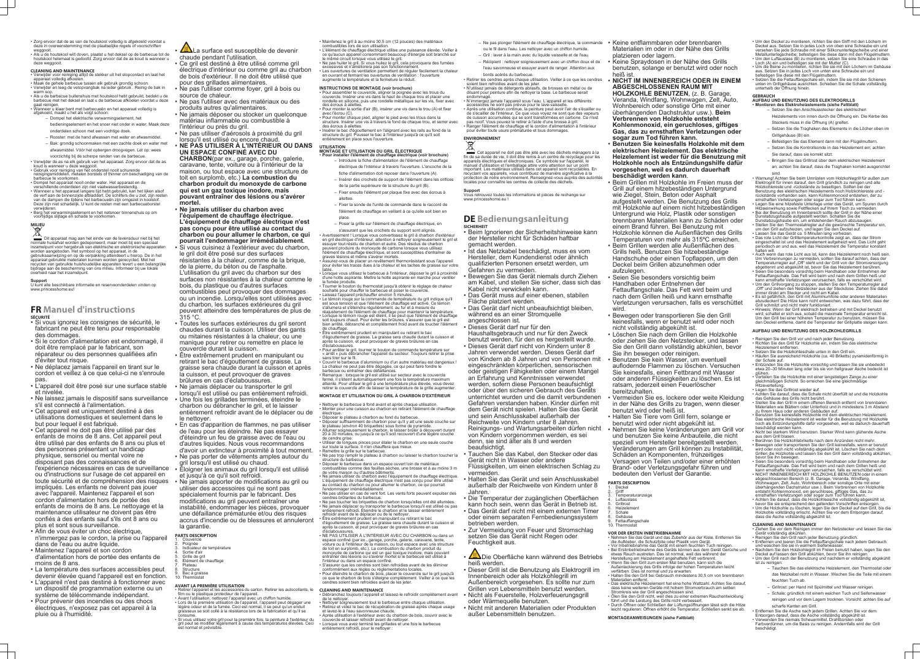- Zorg ervoor dat de as van de houtskool volledig is afgekoeld voordat u deze in overeenstemming met de plaatselijke regels of voorschriften weggooit.
- Als u de houtskool wilt doven, plaatst u het deksel op de barbecue tot de houtskool helemaal is gedoofd. Zorg ervoor dat de as koud is wanneer u deze weggooit.

**CLEANING AND MAINTENANCE**
- Verwijder voor reiniging altijd de stekker uit het stopcontact en laat het apparaat volledig afkoelen.
- Maak de gehele barbecue tussen elk gebruik grondig schoon.
- Verwijder en leeg de vetopvangbak na ieder gebruik . Reinig de bak in warm sop.
- Als u de barbecue buitenshuis met houtskool hebt gebruikt, bedekt u de barbecue met het deksel en laat u de barbecue afkoelen voordat u deze gaat reinigen.
- Wanneer u klaar bent met barbecueën en het apparaat volledig is afgekoeld, maakt u het als volgt schoon:
  - Dompel het elektrische verwarmingselement, het bedieningselement en het snoer niet onder in water. Maak deze onderdelen schoon met een vochtige doek.
  - Rooster: met de hand afwassen met water en afwasmiddel.
  - Bak: grondig schoonmaken met een zachte doek en water met afwasmiddel. Vóór het opbergen droogvegen. Let op: wees voorzichtig bij de scherpe randen van de barbecue.
- Verwijder de as na elk gebruik van het apparaat. Zorg ervoor dat de as koud is wanneer u deze weggooit.
- Gebruik voor reiniging van het onderstel nooit schurende reinigingsmiddelen, metalen borstels of thinner om beschadiging van de barbecue te voorkomen.
- Dompel het apparaat nooit onder water. Het apparaat en de verschillende onderdelen zijn niet vaatwasserbestendig.
- Wanneer u het apparaat langere tijd hebt gebruikt, kan het lijken alsof de verf aan de binnenzijde afbladdert. De schilfers die u ziet, zijn resten van de dampen die tijdens het barbecueën zijn omgezet in koolstof. Deze zijn niet schadelijk. U kunt de resten met een barbecueborstel verwijderen.
- Berg het verwarmingselement en het netsnoer binnenshuis op om voortijdige slijtage en schade te voorkomen.

**MILIEU**

Dit apparaat mag aan het einde van de levensduur niet bij het normale huishoudelijk afval worden gedeponeerd, maar moet bij een speciaal inzamelpunt voor hergebruik van elektrische en elektronische apparaten worden aangeboden. Het symbool op het apparaat, in de gebruiksaanwijzing en op de verpakking attendeert u hierop. De in het apparaat gebruikte materialen kunnen worden gerecycled. Met het recyclen van gebruikte huishoudelijke apparaten levert u een belangrijke bijdrage aan de bescherming van ons milieu. Informeer bij uw lokale overheid naar het inzamelpunt.

**Support**
U kunt alle beschikbare informatie en reserveonderdelen vinden op www.princesshome.eu!

# FR Manuel d'instructions

**SÉCURITÉ**
- Si vous ignorez les consignes de sécurité, le fabricant ne peut être tenu pour responsable des dommages.
- Si le cordon d'alimentation est endommagé, il doit être remplacé par le fabricant, son réparateur ou des personnes qualifiées afin d'éviter tout risque.
- Ne déplacez jamais l'appareil en tirant sur le cordon et veillez à ce que celui-ci ne s'enroule pas.
- L'appareil doit être posé sur une surface stable et nivelée.
- Ne laissez jamais le dispositif sans surveillance s'il est connecté à l'alimentation.
- Cet appareil est uniquement destiné à des utilisations domestiques et seulement dans le but pour lequel il est fabriqué.
- Cet appareil ne doit pas être utilisé par des enfants de moins de 8 ans. Cet appareil peut être utilisé par des enfants de 8 ans ou plus et des personnes présentant un handicap physique, sensoriel ou mental voire ne disposant pas des connaissances et de l'expérience nécessaires en cas de surveillance ou d'instructions sur l'usage de cet appareil en toute sécurité et de compréhension des risques impliqués. Les enfants ne doivent pas jouer avec l'appareil. Maintenez l'appareil et son cordon d'alimentation hors de portée des enfants de moins de 8 ans. Le nettoyage et la maintenance utilisateur ne doivent pas être confiés à des enfants sauf s'ils ont 8 ans ou plus et sont sous surveillance.
- Afin de vous éviter un choc électrique, n'immergez pas le cordon, la prise ou l'appareil dans de l'eau ou autre liquide.
- Maintenez l'appareil et son cordon d'alimentation hors de portée des enfants de moins de 8 ans.
- La température des surfaces accessibles peut devenir élevée quand l'appareil est en fonction.
- L'appareil n'est pas destiné à fonctionner avec un dispositif de programmation externe ou un système de télécommande indépendant.
- Pour prévenir des incendies ou des chocs électriques, n'exposez pas cet appareil à la pluie ou à l'humidité.
- La surface est susceptible de devenir chaude pendant l'utilisation.
- Ce gril est destiné à être utilisé comme gril électrique d'intérieur ou comme gril au charbon de bois d'extérieur. Il ne doit être utilisé que pour des grillades alimentaires.
- Ne pas l'utiliser comme foyer, gril à bois ou source de chaleur.
- Ne pas l'utiliser avec des matériaux ou des produits autres qu'alimentaires.
- Ne jamais déposer ou stocker un quelconque matériau inflammable ou combustible à l'intérieur ou près du gril.
- Ne pas utiliser d'aérosols à proximité du gril lorsqu'il est utilisé ou encore chaud.
- **NE PAS UTILISER À L'INTÉRIEUR OU DANS UN ESPACE CONFINÉ AVEC DU CHARBON**(par ex., garage, porche, galerie, caravane, tente, voiture ou à l'intérieur de la maison, ou tout espace avec une structure de toit en surplomb, etc.) **La combustion du charbon produit du monoxyde de carbone qui est un gaz toxique inodore, mais pouvant entraîner des lésions ou s'avérer mortel.**
- **Ne jamais utiliser du charbon avec l'équipement de chauffage électrique. L'équipement de chauffage électrique n'est pas conçu pour être utilisé au contact du charbon ou pour allumer le charbon, ce qui pourrait l'endommager irrémédiablement.**
- Si vous cuisinez à l'extérieur avec du charbon, le gril doit être posé sur des surfaces résistantes à la chaleur, comme de la brique, de la pierre, du béton ou de l'asphalte. L'utilisation du gril avec du charbon sur des surfaces non résistantes à la chaleur comme le bois, du plastique ou d'autres surfaces combustibles peut provoquer des dommages ou un incendie. Lorsqu'elles sont utilisées avec du charbon, les surfaces extérieures du gril peuvent atteindre des températures de plus de 315 °C.
- Toutes les surfaces extérieures du gril seront chaudes durant la cuisson. Utiliser des gants ou mitaines résistantes à la chaleur, ou une manique pour retirer ou remettre en place le couvercle durant la cuisson.
- Être extrêmement prudent en manipulant ou retirant le bac d'égouttement de graisse. La graisse sera chaude durant la cuisson et après la cuisson, et peut provoquer de graves brûlures en cas d'éclaboussures.
- Ne jamais déplacer ou transporter le gril lorsqu'il est utilisé ou pas entièrement refroidi.
- Une fois les grillades terminées, éteindre le charbon ou débrancher le gril, et le laisser entièrement refroidir avant de le déplacer ou de le nettoyer.
- En cas d'apparition de flammes, ne pas utiliser de l'eau pour les éteindre. Ne pas essayer d'éteindre un feu de graisse avec de l'eau ou d'autres liquides. Nous vous recommandons d'avoir un extincteur à proximité à tout moment.
- Ne pas porter de vêtements amples autour du gril lorsqu'il est utilisé ou chaud.
- Éloigner les animaux du gril lorsqu'il est utilisé et jusqu'à ce qu'il soit refroidi.
- Ne jamais apporter de modifications au gril ou utiliser des accessoires qui ne sont pas spécialement fournis par le fabricant. Des modifications au gril peuvent entraîner une instabilité, endommager les pièces, provoquer une défaillance prématurée et/ou des risques accrus d'incendie ou de blessures et annuleront la garantie.

**PARTS DESCRIPTION**
1. Couvercle
2. Poignée
3. Indicateur de température
4. Sortie d'air
5. Grille de gril
6. Élément de chauffage
7. Plateau
8. Structure
9. Bac à graisse
10. Thermostat

**AVANT LA PREMIÈRE UTILISATION**
- Retirer l'appareil et les accessoires du carton. Retirer les autocollants, le film ou le plastique protecteur de l'appareil.
- Avant l'utilisation, nettoyez l'appareil avec un chiffon humide.
- Lors de la première utilisation de l'appareil, l'appareil peut dégager une légère odeur et de la fumée. Ceci est normal, il se peut qu'un endroit graisseux se soit collé à la résistance lors de la fabrication et qu'il se consume.
- Si vous utilisez votre gril pour la première fois, la peinture à l'extérieur du gril peut se modifier légèrement à cause des températures élevées. Ceci est normal et prévisible.
- Maintenez le gril à au moins 30,5 cm (12 pouces) des matériaux combustibles lors de son utilisation.
- L'élément de chauffage électrique utilise une puissance élevée. Veiller à ce qu'aucun appareil consommant beaucoup d'énergie soit branché sur le même circuit lorsque vous utilisez le gril.
- Ne pas huiler le gril. Si vous huilez le gril, cela provoquera des fumées excessives et n'améliorera pas son fonctionnement.
- Les ouvertures de ventilation permettent de réguler facilement la chaleur en ouvrant et fermant les ouvertures de ventilation : l'ouverture augmente la température et la fermeture la réduit.

**INSTRUCTIONS DE MONTAGE (voir brochure)**
- Pour assembler le couvercle, aligner la poignée avec les trous du couvercle. Insérer une vis dans le haut de chaque trou et placer une rondelle en silicone, puis une rondelle métallique sur les vis, fixer avec des écrous à ailettes.
- Pour monter la sortie d'air (B), insérer une vis dans le trou (A) et fixer avec l'écrou (C).
- Pour monter chaque pied, aligner le pied avec les trous dans la structure. Insérer une vis à travers le fond de chaque trou, et serrer avec des écrous à ailettes.
- Insérer le bac d'égouttement en l'alignant avec les rails au fond de la structure du gril. Pousser le bac à l'intérieur jusqu'à ce qu'il soit entièrement en place sous l'ouverture.

**UTILISATION**
**MONTAGE ET UTILISATION DU GRIL ÉLECTRIQUE**
- **Pour installer l'élément de chauffage électrique (voir brochure)**
  - Introduire la fiche d'alimentation de l'élément de chauffage électrique de l'intérieur à travers l'ouverture. L'encoche de la fiche d'alimentation doit reposer dans l'ouverture (A).
  - Insérer les crochets de support de l'élément dans les orifices de la partie supérieure de la structure du gril (B).
  - Fixer ensuite l'élément par plaque fixe avec des écrous à ailettes.
  - Fixer la sonde de l'unité de commande dans le raccord de l'élément de chauffage en veillant à ce qu'elle soit bien en place.
  - Poser la grille sur l'élément de chauffage électrique, en s'assurant que les crochets du support sont alignés.
- Avertissement ! Lorsque vous convertissez le gril à charbon extérieur en gril électrique d'intérieur, éteindre et nettoyer soigneusement le gril et essuyer tout résidu de charbon et autre. Des résidus de charbon peuvent produire du monoxyde de carbone lorsque vous utilisez l'élément de chauffage électrique, et sont susceptibles d'entraîner de graves lésions et même s'avérer mortels.
- Assurez-vous de placer un revêtement thermorésistant sous l'appareil pour éviter les traces dues à la chaleur et les taches de graisse sur votre table.
- Lorsque vous utilisez le barbecue à l'intérieur, déposer le gril à proximité d'une hotte aspirante. Mettre la hotte aspirante en marche pour ventiler la fumée produite.
- Tourner le bouton du thermostat jusqu'à obtenir le réglage de chaleur souhaité pour chauffer le barbecue et poser le couvercle.
- Laissez l'appareil préchauffer environ 5 minutes.
- Le témoin rouge sur la commande de température du gril indique qu'il est sous tension et que l'élément de chauffage est activé. Ce témoin s'allumera et s'éteindra régulièrement, au fur et à mesure du réajustement de l'élément de chauffage pour maintenir la température.
- Lorsque le témoin rouge est éteint, il se peut que l'élément de chauffage soit toujours chaud. Pour éviter les brûlures, s'assurer que le gril est bien arrêté, débranché et complètement froid avant de toucher l'élément de chauffage.
- Être extrêmement prudent en manipulant ou retirant le bac d'égouttement de graisse. La graisse sera chaude durant la cuisson et après la cuisson, et peut provoquer de graves brûlures en cas d'éclaboussures.
- Pour arrêter le gril, tourner le bouton de commande température sur « arrêt » puis débrancher l'appareil du secteur. Toujours retirer la prise sans tirer sur le fil.
- Couvrir le barbecue d'aluminium ou d'un autre matériau est dangereux ! La chaleur ne peut pas être dégagée, ce qui peut faire fondre le barbecue ou entraîner des défaillances.
- Remarque : lorsque le gril est utilisé sur secteur avec le couvercle fermé, il s'éteint automatiquement une fois la température maximum atteinte. Pour utiliser le gril à une température plus élevée, vous devez retirer le couvercle afin de laisser la température de la grille augmenter.

**MONTAGE ET UTILISATION DU GRIL À CHARBON D'EXTÉRIEUR**
- Nettoyer le barbecue à fond avant et après chaque utilisation.
- Monter pour une cuisson au charbon en retirant l'élément de chauffage électrique.
- Déposer le plateau à charbon au fond du barbecue.
- Déposer suffisamment de charbon pour qu'il y ait une seule couche sur le plateau (environ 40 briquettes) sous forme de pyramide.
- Allumer soigneusement le charbon, le laisser brûler à découvert durant 20 à 30 minutes, ou jusqu'à ce qu'il soit recouvert d'une légère couche de cendre grise.
- Utiliser de longues pinces pour étaler le charbon en une seule couche sur toute la surface. Il n'en chauffera que mieux.
- Remettre la grille sur le barbecue.
- Ne pas trop remplir le plateau à charbon ou laisser le charbon toucher la structure du barbecue.
- Déposer le barbecue dans un espace ouvert loin de matériaux combustibles comme des feuilles sèches, une brosse et à au moins 3 m de votre maison ou d'autres bâtiments.
- Ne jamais utiliser du charbon avec l'équipement de chauffage électrique. L'équipement de chauffage électrique n'est pas conçu pour être utilisé au contact du charbon ou pour allumer le charbon, ce qui pourrait l'endommager irrémédiablement.
- Ne pas utiliser en cas de vent fort. Les vents forts peuvent expulser des cendres brûlantes du barbecue.
- Ne pas toucher les briquettes de charbon lorsqu'elles ont été allumées.
- Ne jamais déplacer ou transporter le barbecue lorsqu'il est utilisé ou pas entièrement refroidi. Éteindre le charbon et le laisser entièrement refroidir avant de le déplacer ou de le nettoyer.
- Être extrêmement prudent en manipulant ou retirant le bac d'égouttement de graisse. La graisse sera chaude durant la cuisson et après la cuisson, et peut provoquer de graves brûlures en cas d'éclaboussures.
- NE PAS UTILISER À L'INTÉRIEUR AVEC DU CHARBON ou dans un espace confiné (par ex., garage, porche, galerie, caravane, tente, voiture ou à l'intérieur de la maison, ou tout espace avec une structure de toit en surplomb, etc.). La combustion du charbon produit du monoxyde de carbone qui est un gaz toxique inodore, mais pouvant entraîner des lésions ou s'avérer mortel si le barbecue est utilisé à l'intérieur ou dans un espace confiné.
- S'assurer que les cendres sont bien refroidies avant de les éliminer conformément aux règles ou réglementations locales.
- Pour éteindre le charbon de bois, placer le couvercle sur le gril jusqu'à ce que le charbon de bois s'éteigne complètement. Veiller à ce que les cendres soient bien refroidies avant de les jeter.

**CLEANING AND MAINTENANCE**
- Débranchez toujours l'appareil et laissez-le refroidir complètement avant de le nettoyer.
- Nettoyer soigneusement tout le barbecue entre chaque utilisation.
- Retirez et videz le bac de récupération de graisse après chaque usage et lavez-le à l'eau savonneuse chaude.
- Après utilisation à l'extérieur avec du charbon de bois, couvrir avec le couvercle et laisser refroidir avant de nettoyer.
- Lorsque vous avez terminé les grillades et une fois le barbecue entièrement refroidi, pour le nettoyer :
  - Ne pas plonger l'élément de chauffage électrique, la commande ou le fil dans l'eau. Les nettoyer avec un chiffon humide.
  - Gril : laver à la main avec du liquide vaisselle et de l'eau.
  - Récipient : nettoyer soigneusement avec un chiffon doux et de l'eau savonneuse et essuyer avant de ranger. Attention aux bords acérés du barbecue.
- Retirer les cendres après chaque utilisation. Veiller à ce que les cendres soient bien refroidies avant de les jeter.
- N'utilisez jamais de détergents abrasifs, de brosses en métal ou de diluant pour peinture afin de nettoyer la base. Le barbecue serait endommagé.
- N'immergez jamais l'appareil sous l'eau. L'appareil et les différents accessoires ne sont pas prévus pour le lave-vaisselle.
- Après une utilisation continue, la peinture peut avoir l'air de s'écailler ou de s'écailler de l'intérieur. Ce que vous voyez ne sont que des vapeurs de cuisson accumulées qui se sont transformées en carbone. Ce n'est pas nocif. Vous pouvez le retirer à l'aide d'une brosse à gril.
- Ranger l'élément de chauffage et le cordon d'alimentation à l'intérieur pour éviter toute usure prématurée et tous dommages.

**ENVIRONNEMENT**

Cet appareil ne doit pas être jeté avec les déchets ménagers à la fin de sa durée de vie, il doit être remis à un centre de recyclage pour les appareils électriques et électroniques. Ce symbole sur l'appareil, le manuel d'utilisation et l'emballage attire votre attention sur un point important. Les matériaux utilisés dans cet appareil sont recyclables. En recyclant vos appareils, vous contribuez de manière significative à la protection de notre environnement. Renseignez-vous auprès des autorités locales pour connaître les centres de collecte des déchets.

**Support**
Vous retrouvez toutes les informations et pièces de rechange sur www.princesshome.eu !

# DE Bedienungsanleitung

**SICHERHEIT**
- Beim Ignorieren der Sicherheitshinweise kann der Hersteller nicht für Schäden haftbar gemacht werden.
- Ist das Netzkabel beschädigt, muss es vom Hersteller, dem Kundendienst oder ähnlich qualifizierten Personen ersetzt werden, um Gefahren zu vermeiden.
- Bewegen Sie das Gerät niemals durch Ziehen am Kabel, und stellen Sie sicher, dass sich das Kabel nicht verwickeln kann.
- Das Gerät muss auf einer ebenen, stabilen Fläche platziert werden.
- Das Gerät darf nicht unbeaufsichtigt bleiben, während es an einer Stromquelle angeschlossen ist.
- Dieses Gerät darf nur für den Haushaltsgebrauch und nur für den Zweck benutzt werden, für den es hergestellt wurde.
- Dieses Gerät darf nicht von Kindern unter 8 Jahren verwendet werden. Dieses Gerät darf von Kindern ab 8 Jahren und von Personen mit eingeschränkten körperlichen, sensorischen oder geistigen Fähigkeiten oder einem Mangel an Erfahrung und Kenntnissen verwendet werden, sofern diese Personen beaufsichtigt oder über den sicheren Gebrauch des Geräts unterrichtet wurden und die damit verbundenen Gefahren verstanden haben. Kinder dürfen mit dem Gerät nicht spielen. Halten Sie das Gerät und sein Anschlusskabel außerhalb der Reichweite von Kindern unter 8 Jahren. Reinigungs- und Wartungsarbeiten dürfen nicht von Kindern vorgenommen werden, es sei denn, sie sind älter als 8 und werden beaufsichtigt.
- Tauchen Sie das Kabel, den Stecker oder das Gerät nicht in Wasser oder andere Flüssigkeiten, um einen elektrischen Schlag zu vermeiden.
- Halten Sie das Gerät und sein Anschlusskabel außerhalb der Reichweite von Kindern unter 8 Jahren.
- Die Temperatur der zugänglichen Oberflächen kann hoch sein, wenn das Gerät in Betrieb ist.
- Das Gerät darf nicht mit einem externen Timer oder einem separaten Fernbedienungssystem betrieben werden.
- Zur Vermeidung von Feuer und Stromschlag setzen Sie das Gerät nicht Regen oder Feuchtigkeit aus.
- Die Oberfläche kann während des Betriebs heiß werden.
- Dieser Grill ist die Benutzung als Elektrogrill im Innenbereich oder als Holzkohlegrill im Außenbereich vorgesehen. Es sollte nur zum Grillen von Lebensmitteln benutzt werden.
- Nicht als Feuerstelle, Holzverfeuerungsgrill oder Wärmequelle benutzen.
- Nicht mit anderen Materialien oder Produkten außer Lebensmitteln benutzen.
- Keine entflammbaren oder brennbaren Materialien im oder in der Nähe des Grills platzieren oder lagern.
- Keine Spraydosen in der Nähe des Grills benutzen, solange er benutzt wird oder noch heiß ist.
- **NICHT IM INNENBEREICH ODER IN EINEM ABGESCHLOSSENEN RAUM MIT HOLZKOHLE BENUTZEN**, (z. B. Garage, Veranda, Wohlfahrt, Wohnwagen, Zelt, Auto, Wohnbereich oder sonstige Orte mit einer überhängenden Dachstruktur usw.). **Beim Verbrennen von Holzkohle entsteht Kohlenmonoxid, ein geruchloses, giftiges Gas, das zu ernsthaften Verletzungen oder sogar zum Tod führen kann.**
- **Benutzen Sie keinesfalls Holzkohle mit dem elektrischen Heizelement. Das elektrische Heizelement ist weder für die Benutzung mit Holzkohle noch als Entzündungshilfe dafür vorgesehen, weil es dadurch dauerhaft beschädigt werden kann.**
- Beim Grillen mit Holzkohle im Freien muss der Grill auf einem hitzebeständigen Untergrund wie Ziegel, Stein, Beton oder Asphalt aufgestellt werden. Die Benutzung des Grills mit Holzkohle auf einem nicht hitzebeständigen Untergrund wie Holz, Plastik oder sonstigen brennbaren Materialien kann zu Schäden oder einem Brand führen. Bei Benutzung mit Holzkohle können die Außenflächen des Grills Temperaturen von mehr als 315°C erreichen.
- Beim Grillen werden alle Außenflächen des Grills heiß. Benutzen Sie hitzebeständige Handschuhe oder einen Topflappen, um den Deckel beim Grillen abzunehmen oder aufzulegen.
- Seien Sie besonders vorsichtig beim Handhaben oder Entnehmen der Fettauffangschale. Das Fett wird beim und nach dem Grillen heiß und kann ernsthafte Verletzungen verursachen, falls es verschüttet wird.
- Bewegen oder transportieren Sie den Grill keinesfalls, wenn er benutzt wird oder noch nicht vollständig abgekühlt ist.
- Löschen Sie nach dem Grillen die Holzkohle oder ziehen Sie den Netzstecker, und lassen Sie den Grill dann vollständig abkühlen, bevor Sie ihn bewegen oder reinigen.
- Benutzen Sie kein Wasser, um eventuell auflodernde Flammen zu löschen. Versuchen Sie keinesfalls, einen Fettbrand mit Wasser oder anderen Flüssigkeiten zu löschen. Es ist ratsam, jederzeit einen Feuerlöscher bereitzuhalten.
- Vermeiden Sie es, lockere oder weite Kleidung in der Nähe des Grills zu tragen, wenn dieser benutzt wird oder heiß ist.
- Halten Sie Tiere vom Grill fern, solange er benutzt wird oder nicht abgekühlt ist.
- Nehmen Sie keine Veränderungen am Grill vor und benutzen Sie keine Anbauteile, die nicht speziell vom Hersteller bereitgestellt werden. Veränderungen am Grill können zu Instabilität, Schäden am Komponenten, frühzeitiges Versagen von Teilen und/oder einer erhöhten Brand- oder Verletzungsgefahr führen und bedeuten den Verlust der Garantie.

**PARTS DESCRIPTION**
1. Deckel
2. Griff
3. Temperaturanzeige
4. Luftauslass
5. Grillrost
6. Heizelement
7. Schale
8. Gehäuse
9. Fettauffangschale
10. Thermostat

**VOR DER ERSTEN INBETRIEBNAHME**
- Nehmen Sie das Gerät und das Zubehör aus der Kiste. Entfernen Sie die Aufkleber, die Schutzfolie oder Plastik vom Gerät.
- Vor Inbetriebnahme das Gerät mit einem feuchten Tuch reinigen.
- Bei Erstinbetriebnahme des Geräts können aus dem Gerät Gerüche und etwas Rauch austreten. Das ist normal, weil das während der Herstellung am Heizelement angehaftete Fett verbrennt.
- Wenn Sie den Grill zum ersten Mal benutzen, kann sich die Außenlackierung des Grills infolge der hohen Temperaturen leicht verfärben. Dies ist normal und zu erwarten.
- Halten Sie den Grill bei Gebrauch mindestens 30,5 cm von brennbaren Materialien entfernt.
- Das elektrische Heizelement hat eine hohe Wattzahl. Achten Sie darauf, dass keine weiteren Geräte mit hohem Stromverbrauch am selben Stromkreis wie der Grill angeschlossen sind.
- Ölen Sie den Grill nicht, weil dies zu einer extremen Rauchentwicklung führt und die Leistung des Grills nicht verbessert.
- Durch Öffnen oder Schließen der Lüftungsöffnungen lässt sich die Hitze leicht regulieren: Öffnen erhöht die Temperatur, Schließen senkt sie ab.

**MONTAGEANWEISUNGEN (siehe Faltblatt)**
- Um den Deckel zu montieren, richten Sie den Griff mit den Löchern im Deckel aus. Setzen Sie in jedes Loch von oben eine Schraube ein und versehen Sie jede Schraube mit einer Silikonunterlegscheibe und einer Metallunterlegscheibe; befestigen Sie diese dann mit den Flügelmuttern.
- Um den Luftauslass (B) zu montieren, setzen Sie eine Schraube in das Loch (A) ein und befestigen sie mit der Mutter (C).
- Um die Beine zu montieren, richten Sie sie mit den Löchern im Gehäuse aus. Setzen Sie in jedes Loch von unten eine Schraube ein und befestigen Sie diese mit den Flügelmuttern.
- Setzen Sie die Fettauffangschale ein, indem Sie sie mit den Schienen unten im Grillgehäuse ausrichten. Schieben Sie die Schale vollständig unterhalb der Öffnung hinein.

**GEBRAUCH**
**AUFBAU UND BENUTZUNG DES ELEKTROGRILLS**
- **Montieren des Elektroheizelements (siehe Faltblatt)**
  - Setzen Sie den Anschlussstecker des elektrischen Heizelements von innen durch die Öffnung ein. Die Kerbe des Steckers muss in die Öffnung (A) greifen.
  - Setzen Sie die Traghaken des Elements in die Löcher oben im Grillgehäuse (B) ein.
  - Befestigen Sie das Element dann mit den Flügelmuttern.
  - Setzen Sie die Kontrollsonde in das Heizelement ein; achten Sie darauf, dass sie korrekt sitzt.
  - Bringen Sie das Grillrost über dem elektrischen Heizelement an; achten Sie darauf, dass die Traghaken korrekt ausgerichtet sind.
- Warnung! Achten Sie beim Umrüsten vom Holzkohlegrill für außen zum Elektrogrill für innen darauf, den Grill gründlich zu reinigen und alle Holzkohlereste und -rückstände zu beseitigen. Sollten bei der Benutzung des elektrischen Heizelements noch Holzkohlereste und -rückstände vorhanden sein, kann Kohlenmonoxid entstehen, der zu ernsthaften Verletzungen oder sogar zum Tod führen kann.
- Legen Sie eine hitzefeste Unterlage unter das Gerät, um Spuren durch Hitzeeinwirkung sowie Fettflecken auf Ihrem Tisch zu vermeiden.
- Bei der Benutzung im Innenbereich sollte der Grill in der Nähe einer Dunstabzugshaube aufgestellt werden. Schalten Sie die Dunstabzugshaube ein, um entstehenden Rauch abzusaugen.
- Stellen Sie den Thermostatregler auf die gewünschte Temperatur ein, um den Grill aufzuheizen, und legen Sie den Deckel auf.
- Lassen Sie das Gerät ca. 5 Minuten lang vorheizen.
- Das rote Licht der Grilltemperaturkontrolle zeigt an, dass der Strom eingeschaltet ist und das Heizelement aufgeheizt wird. Das Licht geht periodisch an und aus, weil das Heizelement die Temperatur konstant halten will.
- Auch wenn das rote Licht aus ist, kann das Heizelement noch heiß sein. Um Verbrennungen zu vermeiden, sollten Sie darauf achten, dass der Temperaturregler auf „Off" steht und der Grill von der Stromversorgung abgetrennt und abgekühlt ist, bevor Sie das Heizelement berühren.
- Seien Sie besonders vorsichtig beim Handhaben oder Entnehmen der Fettauffangschale. Das Fett wird beim und nach dem Grillen heiß und kann ernsthafte Verletzungen verursachen, falls es verschüttet wird.
- Um den Grillvorgang zu stoppen, stellen Sie den Temperaturregler auf „Off" und ziehen den Netzstecker aus der Steckdose. Ziehen Sie dabei immer direkt am Stecker und nicht am Kabel.
- Es ist gefährlich, den Grill mit Aluminiumfolie oder anderen Materialien abzudecken! Die Hitze kann nicht entweichen, was dazu führt, dass der Grill schmilzt und nicht mehr funktioniert.
- Hinweis: Wenn der Grill elektrisch betrieben und mit Deckel benutzt wird, schaltet er sich aus, sobald die maximale Temperatur erreicht ist. Um den Grill bei einer höheren Temperatur zu benutzen, müssen Sie den Deckel entfernen, damit die Temperatur der Grillplatte steigen kann.

**AUFBAU UND BENUTZUNG DES HOLZKOHLEGRILLS**
- Reinigen Sie den Grill vor und nach jeder Benutzung.
- Richten Sie den Grill für Holzkohle ein, indem Sie das elektrische Heizelement entfernen.
- Setzen Sie die Holzkohleschale unten in den Grill ein.
- Häufen Sie ausreichend Holzkohle (ca. 40 Briketts) pyramidenförmig in der Schale auf.
- Entzünden Sie die Holzkohle vorsichtig und lassen Sie sie unbedeckt etwa 20–30 Minuten lang oder bis sie von hellgrauer Asche bedeckt ist glühen.
- Verteilen Sie die Holzkohle mit einer langstieligen Zange zu einer gleichmäßigen Schicht. So erreichen Sie eine gleichmäßige Hitzeverteilung.
- Legen Sie das Grillrost wieder auf.
- Achten Sie darauf, dass die Schale nicht überfüllt ist und die Holzkohle das Gehäuse des Grills nicht berührt.
- Stellen Sie den Grill in einem offenen Bereich entfernt von brennbaren Materialien wie Blättern oder Unterholz und in mindestens 3 m Abstand zu Ihrem Haus oder anderen Gebäuden auf.
- Benutzen Sie keinesfalls Holzkohle mit dem elektrischen Heizelement. Das elektrische Heizelement ist weder für die Benutzung mit Holzkohle noch als Entzündungshilfe dafür vorgesehen, weil es dadurch dauerhaft beschädigt werden kann.
- Nicht bei starkem Wind benutzen. Starker Wind kann glühende Asche aus dem Grill tragen.
- Berühren Sie Holzkohlebriketts nach dem Anzünden nicht mehr.
- Bewegen oder transportieren Sie den Grill keinesfalls, wenn er benutzt wird oder noch nicht vollständig abgekühlt ist. Löschen Sie nach dem Grillen die Holzkohle und lassen Sie den Grill dann vollständig abkühlen, bevor Sie ihn bewegen.
- Seien Sie besonders vorsichtig beim Handhaben oder Entnehmen der Fettauffangschale. Das Fett wird beim und nach dem Grillen heiß und kann ernsthafte Verletzungen verursachen, falls es verschüttet wird.
- NICHT IM INNENBEREICH MIT HOLZKOHLE BENUTZEN oder in einem abgeschlossenen Bereich (z. B. Garage, Veranda, Windfang, Wohnwagen, Zelt, Auto, Wohnbereich oder sonstige Orte mit einer überhängenden Dachstruktur usw.). Beim Verbrennen von Holzkohle entsteht Kohlenmonoxid, ein geruchloses, giftiges Gas, das zu ernsthaften Verletzungen oder sogar zum Tod führen kann.
- Achten Sie darauf, dass die Holzkohleasche vollständig abgekühlt ist, bevor Sie sie entsprechend den geltenden Vorschriften entsorgen.
- Um die Holzkohle zu löschen, legen Sie den Deckel auf den Grill, bis die Holzkohle vollständig erlischt. Achten Sie vor dem Entsorgen darauf, dass die Asche vollständig abgekühlt ist.

**CLEANING AND MAINTENANCE**
- Ziehen Sie vor der Reinigung immer den Netzstecker und lassen Sie das Gerät vollständig abkühlen.
- Reinigen Sie den Grill nach jeder Benutzung gründlich.
- Entfernen und leeren Sie die Fettauffangschale nach jedem Gebrauch und waschen Sie sie in warmem Seifenwasser.
- Nachdem Sie den Holzkohlegrill im Freien benutzt haben, legen Sie den Deckel auf und lassen den Grill abkühlen, bevor Sie ihn reinigen.
- Um den Grill nach der Benutzung und nachdem er vollständig abgekühlt ist zu reinigen:
  - Tauchen Sie das elektrische Heizelement, den Thermostat oder das Netzkabel nicht in Wasser. Wischen Sie die Teile mit einem feuchten Tuch ab.
  - Grillrost: per Hand mit Spülmittel und Wasser reinigen.
  - Schale: gründlich mit einem weichen Tuch und Seifenwasser reinigen und vor dem Lagern trocknen. Vorsicht: achten Sie auf scharfe Kanten am Grill.
- Entfernen Sie die Asche nach jedem Grillen. Achten Sie vor dem Entsorgen darauf, dass die Asche vollständig abgekühlt ist.
- Verwenden Sie niemals Scheuermittel, Drahtbürsten oder Farbverdünner, um die Basis zu reinigen. Andernfalls wird der Grill beschädigt.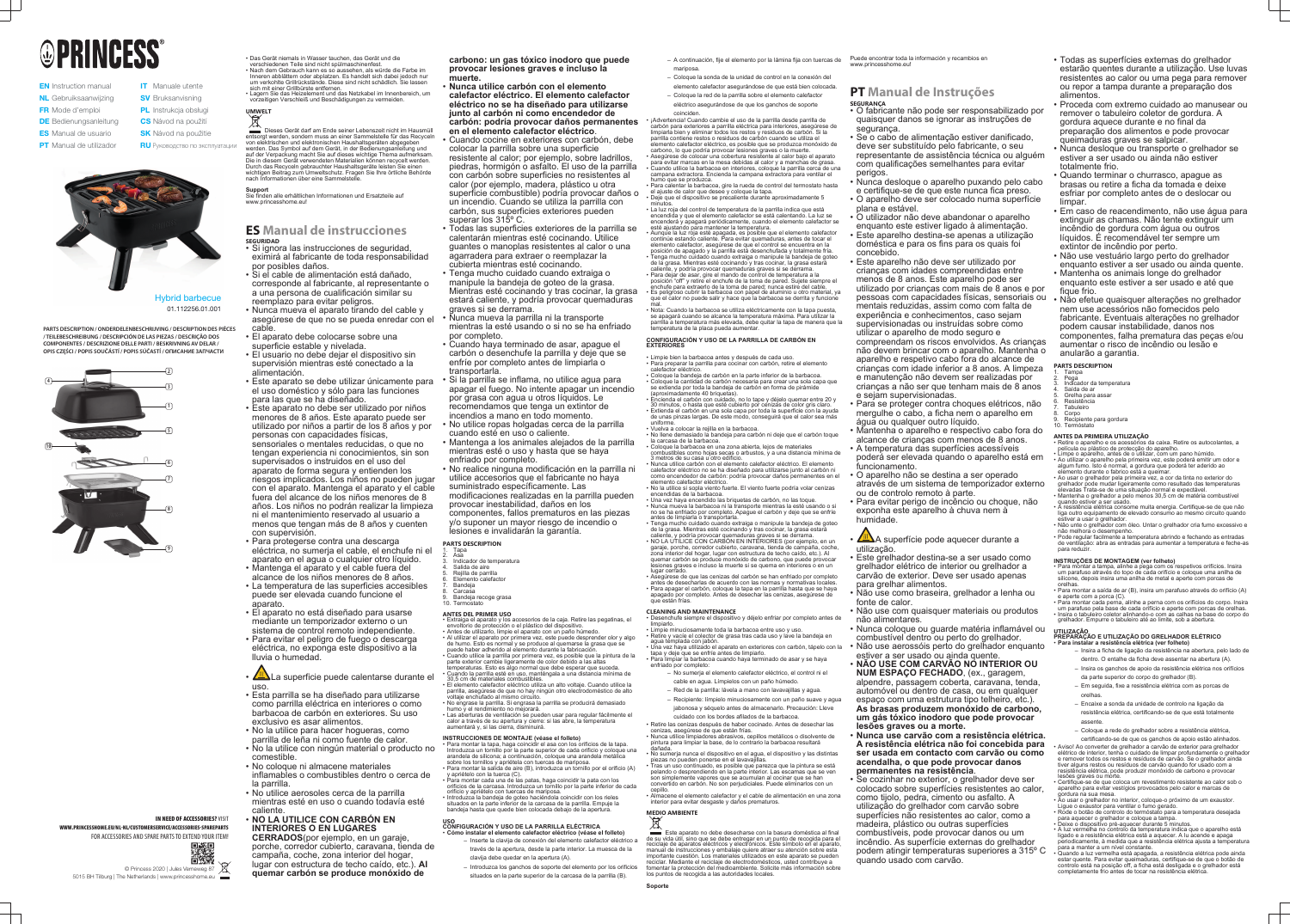# PRINCESS®

**EN** Instruction manual
**NL** Gebruiksaanwijzing
**FR** Mode d'emploi
**DE** Bedienungsanleitung
**ES** Manual de usuario
**PT** Manual de utilizador
**IT** Manuale utente
**SV** Bruksanvisning
**PL** Instrukcja obsługi
**CS** Návod na použití
**SK** Návod na použitie
**RU** Руководство по эксплуатации

Hybrid barbecue
01.112256.01.001

**PARTS DESCRIPTION / ONDERDELENBESCHRIJVING / DESCRIPTION DES PIÈCES / TEILEBESCHREIBUNG / DESCRIPCIÓN DE LAS PIEZAS / DESCRIÇÃO DOS COMPONENTES / DESCRIZIONE DELLE PARTI / BESKRIVNING AV DELAR / OPIS CZĘŚCI / POPIS SOUČÁSTÍ / POPIS SÚČASTÍ / ОПИСАНИЕ ЗАПЧАСТИ**

**IN NEED OF ACCESSORIES?** VISIT WWW.PRINCESSHOME.EU/NL/CUSTOMERSERVICE/ACCESSORIES-SPAREPARTS FOR ACCESSORIES AND SPARE PARTS TO EXTEND YOUR ITEM!

© Princess 2020 | Jules Verneweg 87
5015 BH Tilburg | The Netherlands | www.princesshome.eu

- Das Gerät niemals in Wasser tauchen, das Gerät und die verschiedenen Teile sind nicht spülmaschinenfest.
- Nach dem Gebrauch kann es so aussehen, als würde die Farbe im Inneren abblättern oder ablatzen. Es handelt sich dabei jedoch nur um verkohlte Grillrückstände. Diese sind nicht schädlich. Sie lassen sich mit einer Grillbürste entfernen.
- Lagern Sie das Heizelement und das Netzkabel im Innenbereich, um vorzeitigen Verschleiß und Beschädigungen zu vermeiden.

**UMWELT**

Dieses Gerät darf am Ende seiner Lebenszeit nicht im Hausmüll entsorgt werden, sondern muss an einer Sammelstelle für das Recyceln von elektrischen und elektronischen Haushaltsgeräten abgegeben werden. Das Symbol auf dem Gerät, in der Bedienungsanleitung und auf der Verpackung macht Sie auf dieses wichtige Thema aufmerksam. Die in diesem Gerät verwendeten Materialien können recycelt werden. Durch das Recyceln gebrauchter Haushaltsgeräte leisten Sie einen wichtigen Beitrag zum Umweltschutz. Fragen Sie Ihre örtliche Behörde nach Informationen über eine Sammelstelle.

**Support**
Sie finden alle erhältlichen Informationen und Ersatzteile auf www.princesshome.eu!

## ES Manual de instrucciones

**SEGURIDAD**

- Si ignora las instrucciones de seguridad, eximirá al fabricante de toda responsabilidad por posibles daños.
- Si el cable de alimentación está dañado, corresponde al fabricante, al representante o a una persona de cualificación similar su reemplazo para evitar peligros.
- Nunca mueva el aparato tirando del cable y asegúrese de que no se pueda enredar con el cable.
- El aparato debe colocarse sobre una superficie estable y nivelada.
- El usuario no debe dejar el dispositivo sin supervisión mientras esté conectado a la alimentación.
- Este aparato se debe utilizar únicamente para el uso doméstico y sólo para las funciones para las que se ha diseñado.
- Este aparato no debe ser utilizado por niños menores de 8 años. Este aparato puede ser utilizado por niños a partir de los 8 años y por personas con capacidades físicas, sensoriales o mentales reducidas, o que no tengan experiencia ni conocimientos, sin son supervisados o instruidos en el uso del aparato de forma segura y entienden los riesgos implicados. Los niños no pueden jugar con el aparato. Mantenga el aparato y el cable fuera del alcance de los niños menores de 8 años. Los niños no podrán realizar la limpieza ni el mantenimiento reservado al usuario a menos que tengan más de 8 años y cuenten con supervisión.
- Para protegerse contra una descarga eléctrica, no sumerja el cable, el enchufe ni el aparato en el agua o cualquier otro líquido.
- Mantenga el aparato y el cable fuera del alcance de los niños menores de 8 años.
- La temperatura de las superficies accesibles puede ser elevada cuando funcione el aparato.
- El aparato no está diseñado para usarse mediante un temporizador externo o un sistema de control remoto independiente.
- Para evitar el peligro de fuego o descarga eléctrica, no exponga este dispositivo a la lluvia o humedad.
- ⚠ La superficie puede calentarse durante el uso.
- Esta parrilla se ha diseñado para utilizarse como parrilla eléctrica en interiores o como barbacoa de carbón en exteriores. Su uso exclusivo es asar alimentos.
- No la utilice para hacer hogueras, como parrilla de leña ni como fuente de calor.
- No la utilice con ningún material o producto no comestible.
- No coloque ni almacene materiales inflamables o combustibles dentro o cerca de la parrilla.
- No utilice aerosoles cerca de la parrilla mientras esté en uso o cuando todavía esté caliente.
- **NO LA UTILICE CON CARBÓN EN INTERIORES O EN LUGARES CERRADOS**(por ejemplo, en un garaje, porche, corredor cubierto, caravana, tienda de campaña, coche, zona interior del hogar, lugar con estructura de techo caído, etc.). **Al quemar carbón se produce monóxido de carbono: un gas tóxico inodoro que puede provocar lesiones graves e incluso la muerte.**
- **Nunca utilice carbón con el elemento calefactor eléctrico. El elemento calefactor eléctrico no se ha diseñado para utilizarse junto al carbón ni como encendedor de carbón: podría provocar daños permanentes en el elemento calefactor eléctrico.**
- Cuando cocine en exteriores con carbón, debe colocar la parrilla sobre una superficie resistente al calor; por ejemplo, sobre ladrillos, piedras, hormigón o asfalto. El uso de la parrilla con carbón sobre superficies no resistentes al calor (por ejemplo, madera, plástico o una superficie combustible) podría provocar daños o un incendio. Cuando se utiliza la parrilla con carbón, sus superficies exteriores pueden superar los 315° C.
- Todas las superficies exteriores de la parrilla se calientan mientras esté cocinando. Utilice guantes o manoplas resistentes al calor o una agarradera para extraer o reemplazar la cubierta mientras esté cocinando.
- Tenga mucho cuidado cuando extraiga o manipule la bandeja de goteo de la grasa. Mientras esté cocinando y tras cocinar, la grasa estará caliente, y podría provocar quemaduras graves si se derrama.
- Nunca mueva la parrilla ni la transporte mientras la esté usando o si no se ha enfriado por completo.
- Cuando haya terminado de asar, apague el carbón o desenchufe la parrilla y deje que se enfríe por completo antes de limpiarla o transportarla.
- Si la parrilla se inflama, no utilice agua para apagar el fuego. No intente apagar un incendio por grasa con agua u otros líquidos. Le recomendamos que tenga un extintor de incendios a mano en todo momento.
- No utilice ropas holgadas cerca de la parrilla cuando esté en uso o caliente.
- Mantenga a los animales alejados de la parrilla mientras esté o uso y hasta que se haya enfriado por completo.
- No realice ninguna modificación en la parrilla ni utilice accesorios que el fabricante no haya suministrado específicamente. Las modificaciones realizadas en la parrilla pueden provocar inestabilidad, daños en los componentes, fallos prematuros en las piezas y/o suponer un mayor riesgo de incendio o lesiones e invalidarán la garantía.

**PARTS DESCRIPTION**
1. Tapa
2. Asa
3. Indicador de temperatura
4. Salida de aire
5. Rejilla de parrilla
6. Elemento calefactor
7. Bandeja
8. Carcasa
9. Bandeja recoge grasa
10. Termostato

**ANTES DEL PRIMER USO**

- Extraiga el aparato y los accesorios de la caja. Retire las pegatinas, el envoltorio de protección o el plástico del dispositivo.
- Antes de utilizarlo, limpie el aparato con un paño húmedo.
- Al utilizar el aparato por primera vez, este puede desprender olor y algo de humo. Esto es normal y se produce al quemarse la grasa que se puede haber adherido al elemento durante la fabricación.
- Cuando utilice la parrilla por primera vez, es posible que la pintura de la parte exterior cambie ligeramente de color debido a las altas temperaturas. Esto es algo normal que debe esperar que suceda.
- Cuando la parrilla esté en uso, manténgala a una distancia mínima de 30,5 cm de materiales combustibles.
- El elemento calefactor eléctrico utiliza un alto voltaje. Cuando utilice la parrilla, asegúrese de que no hay ningún otro electrodoméstico de alto voltaje enchufado al mismo circuito.
- No engrase la parrilla. Si engrasa la parrilla se producirá demasiado humo y el sabor de los alimentos no mejorará.
- Las aberturas de ventilación se pueden usar para regular fácilmente el calor a través de su apertura y cierre: si las abre, la temperatura aumentará y, si las cierra, disminuirá.

**INSTRUCCIONES DE MONTAJE (véase el folleto)**

- Para montar la tapa, haga coincidir el asa con los orificios de la tapa. Introduzca un tornillo por la parte superior de cada orificio y coloque una arandela de silicona; a continuación, coloque una arandela metálica sobre los tornillos y apriétela con tuercas de mariposa.
- Para montar la salida de aire (B), introduzca un tornillo por el orificio (A) y apriételo con la tuerca (C).
- Para montar cada una de las patas, haga coincidir la pata con los orificios de la carcasa. Introduzca un tornillo por la parte inferior de cada orificio y apriételo con tuercas de mariposa.
- Introduzca la bandeja de goteo haciéndola coincidir con los rieles situados en la parte inferior de la carcasa de la parrilla. Empuje la bandeja hasta que quede bien colocada debajo de la apertura.

**USO**
**CONFIGURACIÓN Y USO DE LA PARRILLA ELÉCTRICA**

- **Cómo instalar el elemento calefactor eléctrico (véase el folleto)**
  - Inserte la clavija de conexión del elemento calefactor eléctrico a través de la apertura, desde la parte interior. La muesca de la clavija debe quedar en la apertura (A).
  - Introduzca los ganchos de soporte del elemento por los orificios situados en la parte superior de la carcasa de la parrilla (B).
  - A continuación, fije el elemento por la lámina fija con tuercas de mariposa.
  - Coloque la sonda de la unidad de control en la conexión del elemento calefactor asegurándose de que está bien colocada.
  - Coloque la red de la parrilla sobre el elemento calefactor eléctrico asegurándose de que los ganchos de soporte coinciden.
- ¡Advertencia! Cuando cambie el uso de la parrilla desde parrilla de carbón para exteriores a parrilla eléctrica para interiores, asegúrese de limpiarla bien y eliminar todos los restos y residuos de carbón. Si la parrilla contiene restos o residuos de carbón cuando se utiliza el elemento calefactor eléctrico, es posible que se produzca monóxido de carbono, lo que podría provocar lesiones graves o la muerte.
- Asegúrese de colocar una cubierta resistente al calor bajo el aparato para evitar marcas en la mesa debidas al calor y a manchas de grasa.
- Cuando utilice la barbacoa en interiores, coloque la parrilla cerca de una campana extractora. Encienda la campana extractora para ventilar el humo que se produzca.
- Para calentar la barbacoa, gire la rueda de control del termostato hasta el ajuste de calor que desee y coloque la tapa.
- Deje que el dispositivo se precaliente durante aproximadamente 5 minutos.
- La luz roja del control de temperatura de la parrilla indica que está encendida y que el elemento calefactor se está calentando. La luz se encenderá y apagará periódicamente, cuando el elemento calefactor se esté ajustando para mantener la temperatura.
- Aunque la luz roja esté apagada, es posible que el elemento calefactor continúe estando caliente. Para evitar quemaduras, antes de tocar el elemento calefactor, asegúrese de que el control se encuentra en la posición de apagado y la parrilla está desenchufada y totalmente fría.
- Tenga mucho cuidado cuando extraiga o manipule la bandeja de goteo de la grasa. Mientras esté cocinando y tras cocinar, la grasa estará caliente, y podría provocar quemaduras graves si se derrama.
- Para dejar de asar, gire el mando de control de temperatura a la posición "off" y retire el enchufe de la toma de pared. Sujete siempre el enchufe para extraerlo de la toma de pared; nunca estire del cable.
- Es peligroso cubrir la barbacoa con papel de aluminio u otro material, ya que el calor no puede salir y hace que la barbacoa se derrita y funcione mal.
- Nota: Cuando la barbacoa se utiliza eléctricamente con la tapa puesta, se apagará cuando se alcance la temperatura máxima. Para utilizar la parrilla a temperatura más elevada, debe quitar la tapa de manera que la temperatura de la placa pueda aumentar.

**CONFIGURACIÓN Y USO DE LA PARRILLA DE CARBÓN EN EXTERIORES**

- Limpie bien la barbacoa antes y después de cada uso.
- Para preparar la parrilla para cocinar con carbón, retire el elemento calefactor eléctrico.
- Coloque la bandeja de carbón en la parte inferior de la barbacoa.
- Coloque la cantidad de carbón necesaria para crear una sola capa que se extienda por toda la bandeja de carbón en forma de pirámide (aproximadamente 40 briquetas).
- Encienda el carbón con cuidado, no lo tape y déjelo quemar entre 20 y 30 minutos, o hasta que esté cubierto por cenizas de color gris claro.
- Extienda el carbón en una sola capa por toda la superficie con la ayuda de unas pinzas largas. De este modo, conseguirá que el calor sea más uniforme.
- Vuelva a colocar la rejilla en la barbacoa.
- No llene demasiado la bandeja para carbón ni deje que el carbón toque la carcasa de la barbacoa.
- Coloque la barbacoa en una zona abierta, lejos de materiales combustibles como hojas secas o arbustos, y a una distancia mínima de 3 metros de su casa u otro edificio.
- Nunca utilice carbón con el elemento calefactor eléctrico. El elemento calefactor eléctrico no se ha diseñado para utilizarse junto al carbón ni como encendedor de carbón: podría provocar daños permanentes en el elemento calefactor eléctrico.
- No la utilice si sopla viento fuerte. El viento fuerte podría volar cenizas encendidas de la barbacoa.
- Una vez haya encendido las briquetas de carbón, no las toque.
- Nunca mueva la barbacoa ni la transporte mientras la esté usando o si no se ha enfriado por completo. Apague el carbón y deje que se enfríe antes de limpiarla o transportarla.
- Tenga mucho cuidado cuando extraiga o manipule la bandeja de goteo de la grasa. Mientras esté cocinando y tras cocinar, la grasa estará caliente, y podría provocar quemaduras graves si se derrama.
- NO LA UTILICE CON CARBÓN EN INTERIORES (por ejemplo, en un garaje, porche, corredor cubierto, caravana, tienda de campaña, coche, zona interior del hogar, lugar con estructura de techo caído, etc.). Al quemar carbón se produce monóxido de carbono, que puede provocar lesiones graves o incluso la muerte si se quema en interiores o en un lugar cerrado.
- Asegúrese de que las cenizas del carbón se han enfriado por completo antes de desecharlas de acuerdo con las normas y normativas locales. Para apagar el carbón, coloque la tapa en la parrilla hasta que se haya apagado por completo. Antes de desechar las cenizas, asegúrese de que están frías.

**CLEANING AND MAINTENANCE**

- Desenchufe siempre el dispositivo y déjelo enfriar por completo antes de limpiarlo.
- Limpie minuciosamente toda la barbacoa entre uso y uso.
- Retire y vacíe el colector de grasa tras cada uso y lave la bandeja en agua templada con jabón.
- Una vez haya utilizado el aparato en exteriores con carbón, tápelo con la tapa y deje que se enfríe antes de limpiarlo.
- Para limpiar la barbacoa cuando haya terminado de asar y se haya enfriado por completo:
  - No sumerja el elemento calefactor eléctrico, el control ni el cable en agua. Límpielos con un paño húmedo.
  - Red de la parrilla: lávela a mano con lavavajillas y agua.
  - Recipiente: límpielo minuciosamente con un paño suave y agua jabonosa y séquelo antes de almacenarlo. Precaución: Lleve cuidado con los bordes afilados de la barbacoa.
- Retire las cenizas después de haber cocinado. Antes de desechar las cenizas, asegúrese de que están frías.
- Nunca utilice limpiadores abrasivos, cepillos metálicos o disolvente de pintura para limpiar la base, de lo contrario la barbacoa resultará dañada.
- No sumerja nunca el dispositivo en el agua, el dispositivo y las distintas piezas no pueden ponerse en el lavavajillas.
- Tras un uso continuado, es posible que parezca que la pintura se está pelando o desprendiendo en la parte interior. Las escamas que se ven son simplemente vapores que se acumulan al cocinar que se han convertido en carbón. No son perjudiciales. Puede eliminarlos con un cepillo.
- Almacene el elemento calefactor y el cable de alimentación en una zona interior para evitar desgaste y daños prematuros.

**MEDIO AMBIENTE**

Este aparato no debe desecharse con la basura doméstica al final de su vida útil, sino que se debe entregar en un punto de recogida para el reciclaje de aparatos eléctricos y electrónicos. Este símbolo en el aparato, manual de instrucciones y embalaje quiere atraer su atención sobre esta importante cuestión. Los materiales utilizados en este aparato se pueden reciclar. Mediante el reciclaje de electrodomésticos, usted contribuye a fomentar la protección del medioambiente. Solicite más información sobre los puntos de recogida a las autoridades locales.

**Soporte**
Puede encontrar toda la información y recambios en www.princesshome.eu!

## PT Manual de Instruções

**SEGURANÇA**

- O fabricante não pode ser responsabilizado por quaisquer danos se ignorar as instruções de segurança.
- Se o cabo de alimentação estiver danificado, deve ser substituído pelo fabricante, o seu representante de assistência técnica ou alguém com qualificações semelhantes para evitar perigos.
- Nunca desloque o aparelho puxando pelo cabo e certifique-se de que este nunca fica preso.
- O aparelho deve ser colocado numa superfície plana e estável.
- O utilizador não deve abandonar o aparelho enquanto este estiver ligado à alimentação.
- Este aparelho destina-se apenas a utilização doméstica e para os fins para os quais foi concebido.
- Este aparelho não deve ser utilizado por crianças com idades compreendidas entre menos de 8 anos. Este aparelho pode ser utilizado por crianças com mais de 8 anos e por pessoas com capacidades físicas, sensoriais ou mentais reduzidas, assim como com falta de experiência e conhecimentos, caso sejam supervisionadas ou instruídas sobre como utilizar o aparelho de modo seguro e compreendam os riscos envolvidos. As crianças não devem brincar com o aparelho. Mantenha o aparelho e respetivo cabo fora do alcance de crianças com idade inferior a 8 anos. A limpeza e manutenção não devem ser realizadas por crianças a não ser que tenham mais de 8 anos e sejam supervisionadas.
- Para se proteger contra choques elétricos, não mergulhe o cabo, a ficha nem o aparelho em água ou qualquer outro líquido.
- Mantenha o aparelho e respectivo cabo fora do alcance de crianças com menos de 8 anos.
- A temperatura das superfícies acessíveis poderá ser elevada quando o aparelho está em funcionamento.
- O aparelho não se destina a ser operado através de um sistema de temporizador externo ou de controlo remoto à parte.
- Para evitar perigo de incêndio ou choque, não exponha este aparelho à chuva nem à humidade.
- ⚠ A superfície pode aquecer durante a utilização.
- Este grelhador destina-se a ser usado como grelhador elétrico de interior ou grelhador a carvão de exterior. Deve ser usado apenas para grelhar alimentos.
- Não use como braseira, grelhador a lenha ou fonte de calor.
- Não use com quaisquer materiais ou produtos não alimentares.
- Nunca coloque ou guarde matéria inflamável ou combustível dentro ou perto do grelhador.
- Não use aerossóis perto do grelhador enquanto estiver a ser usado ou ainda quente.
- **NÃO USE CARVÃO NO INTERIOR OU NUM ESPAÇO FECHADO**, (ex., garagem, alpendre, passagem coberta, caravana, tenda, automóvel ou dentro de casa, ou em qualquer espaço com uma estrutura tipo telheiro, etc.). **As brasas produzem monóxido de carbono, um gás tóxico inodoro que pode provocar lesões graves ou a morte.**
- **Nunca use carvão com a resistência elétrica. A resistência elétrica não foi concebida para ser usada em contacto com carvão ou como acendalha, o que pode provocar danos permanentes na resistência.**
- Se cozinhar no exterior, o grelhador deve ser colocado sobre superfícies resistentes ao calor, como tijolo, pedra, cimento ou asfalto. A utilização do grelhador com carvão sobre superfícies não resistentes ao calor, como a madeira, plástico ou outras superfícies combustíveis, pode provocar danos ou um incêndio. As superfícies externas do grelhador podem atingir temperaturas superiores a 315° C quando usado com carvão.
- Todas as superfícies externas do grelhador estarão quentes durante a utilização. Use luvas resistentes ao calor ou uma pega para remover ou repor a tampa durante a preparação dos alimentos.
- Proceda com extremo cuidado ao manusear ou remover o tabuleiro coletor de gordura. A gordura aquece durante e no final da preparação dos alimentos e pode provocar queimaduras graves se salpicar.
- Nunca desloque ou transporte o grelhador se estiver a ser usado ou ainda não estiver totalmente frio.
- Quando terminar o churrasco, apague as brasas ou retire a ficha da tomada e deixe esfriar por completo antes de o deslocar ou limpar.
- Em caso de reacendimento, não use água para extinguir as chamas. Não tente extinguir um incêndio de gordura com água ou outros líquidos. É recomendável ter sempre um extintor de incêndio por perto.
- Não use vestuário largo perto do grelhador enquanto estiver a ser usado ou ainda quente.
- Mantenha os animais longe do grelhador enquanto este estiver a ser usado e até que fique frio.
- Não efetue quaisquer alterações no grelhador nem use acessórios não fornecidos pelo fabricante. Eventuais alterações no grelhador podem causar instabilidade, danos nos componentes, falha prematura das peças e/ou aumentar o risco de incêndio ou lesão e anularão a garantia.

**PARTS DESCRIPTION**
1. Tampa
2. Pega
3. Indicador de temperatura
4. Saída de ar
5. Grelha para assar
6. Resistência
7. Tabuleiro
8. Corpo
9. Recipiente para gordura
10. Termóstato

**ANTES DA PRIMEIRA UTILIZAÇÃO**

- Retire o aparelho e os acessórios da caixa. Retire os autocolantes, a película ou plástico de proteção do aparelho.
- Limpe o aparelho, antes de o utilizar, com um pano húmido.
- Ao utilizar o aparelho pela primeira vez, este poderá emitir um odor e algum fumo. Isto é normal, a gordura que poderá ter aderido ao elemento durante o fabrico está a queimar.
- Ao usar o grelhador pela primeira vez, a cor da tinta no exterior do grelhador pode mudar ligeiramente com resultado das temperaturas elevadas. Trata-se de uma situação normal e expectável.
- Mantenha o grelhador a pelo menos 30,5 cm de matéria combustível quando estiver a ser usado.
- A resistência elétrica consome muita energia. Certifique-se de que não liga outro equipamento de elevado consumo ao mesmo circuito quando estiver a usar o grelhador.
- Não unte o grelhador com óleo. Untar o grelhador cria fumo excessivo e não melhora o desempenho.
- Pode regular facilmente a temperatura abrindo e fechando as entradas de ventilação: abra as entradas para aumentar a temperatura e feche-as para reduzir.

**INSTRUÇÕES DE MONTAGEM (ver folheto)**

- Para montar a tampa, alinhe a pega com os respetivos orifícios. Insira um parafuso através do topo de cada orifício e coloque uma anilha de silicone, depois insira uma anilha de metal e aperte com porcas de orelhas.
- Para montar a saída de ar (B), insira um parafuso através do orifício (A) e aperte com a porca (C).
- Para montar cada perna, alinhe a perna com os orifícios do corpo. Insira um parafuso pela base de cada orifício e aperte com porcas de orelhas.
- Insira o tabuleiro coletor alinhando-o com as calhas na base do corpo do grelhador. Empurre o tabuleiro até ao limite, sob a abertura.

**UTILIZAÇÃO**
**PREPARAÇÃO E UTILIZAÇÃO DO GRELHADOR ELÉTRICO**

- **Para instalar a resistência elétrica (ver folheto)**
  - Insira a ficha de ligação da resistência na abertura, pelo lado de dentro. O entalhe da ficha deve assentar na abertura (A).
  - Insira os ganchos de apoio da resistência elétrica nos orifícios da parte superior do corpo do grelhador (B).
  - Em seguida, fixe a resistência elétrica com as porcas de orelhas.
  - Encaixe a sonda da unidade de controlo na ligação da resistência elétrica, certificando-se de que esta totalmente assente.
  - Coloque a rede do grelhador sobre a resistência elétrica, certificando-se de que os ganchos de apoio estão alinhados.
- Aviso! Ao converter de grelhador a carvão de exterior para grelhador elétrico de interior, tenha o cuidado de limpar profundamente o grelhador e remover todos os restos e resíduos de carvão. Se o grelhador ainda tiver alguns restos ou resíduos de carvão quando for usado com a resistência elétrica, pode produzir monóxido de carbono e provocar lesões graves ou morte.
- Certifique-se de que coloca um revestimento resistente ao calor sob o aparelho para evitar vestígios provocados pelo calor e manchas de gordura na sua mesa.
- Ao usar o grelhador no interior, coloque-o próximo de um exaustor. Ligue o exaustor para ventilar o fumo gerado.
- Rode o botão de controlo do termóstato para a temperatura desejada para aquecer o grelhador e coloque a tampa.
- Deixe o dispositivo pré-aquecer durante 5 minutos.
- A luz vermelha no controlo da temperatura indica que o aparelho está ligado e a resistência elétrica está a aquecer. A luz acende e apaga periodicamente, à medida que a resistência elétrica ajusta a temperatura para a manter a um nível constante.
- Quando a luz vermelha está apagada, a resistência elétrica pode ainda estar quente. Para evitar queimaduras, certifique-se de que o botão de controlo está na posição off, a ficha está desligada e o grelhador está completamente frio antes de tocar na resistência elétrica.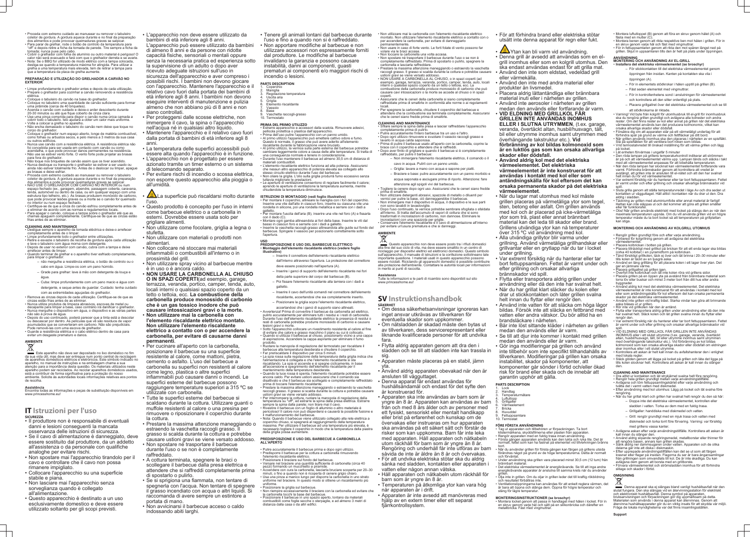- Proceda com extremo cuidado ao remover o tabuleiro coletor de gordura. A gordura quente durante e no final da preparação dos alimentos e pode provocar queimaduras graves se salpicar.
- Para parar de grelhar, rode o botão de controlo da temperatura para "off" e depois retire a ficha da tomada de parede. Tire sempre a ficha da tomada; nunca puxe pelo cabo.
- Cobrir o grelhador com folha de alumínio ou outro material é perigoso! O calor não será evacuado e fará com que o grelhador derreta e se avarie.
- Nota: Se o BBQ for utilizado de modo elétrico com a tampa colocada, desligue-se quando a temperatura máxima for atingida. Para utilizar a grelha a uma temperatura mais elevada, tem de retirar a tampa para que a temperatura da placa de grelha aumente.

**PREPARAÇÃO E UTILIZAÇÃO DO GRELHADOR A CARVÃO NO EXTERIOR**

- Limpe profundamente o grelhador antes e depois de cada utilização.
- Prepare o grelhador para cozinhar a carvão removendo a resistência elétrica.
- Coloque o tabuleiro do carvão na base do grelhador.
- Coloque no tabuleiro uma quantidade de carvão suficiente para formar uma pirâmide (cerca de 40 briquetes).
- Acenda o carvão com cuidado e deixe-o arder descoberto durante 20-30 minutos ou até que fique coberto de cinza clara.
- Use uma pinça comprida para dispor o carvão numa única camada a cobrir todo o tabuleiro. Isto ajudará a obter um calor mais uniforme.
- Volte a colocar a grelha no aparelho.
- Não encha demasiado o tabuleiro do carvão nem deixe que toque no corpo do grelhador.
- Coloque o grelhador num espaço aberto, longe de matéria combustível, como folhas ou arbustos secos, e pelo menos a 3 metros da sua casa ou outros edifícios.
- Nunca use carvão com a resistência elétrica. A resistência elétrica não foi concebida para ser usada em contacto com carvão ou como acendalha, o que pode provocar danos permanentes na resistência.
- Não use se estiver vento forte. O vento forte pode projetar as brasas para fora do grelhador.
- Não toque nos briquetes de carvão assim que os tiver acendido.
- Nunca desloque ou transporte o grelhador se estiver a ser usado ou ainda não estiver totalmente frio. Antes de o deslocar ou limpar, apague as brasas e deixe esfriar.
- Proceda com extremo cuidado ao remover o tabuleiro coletor de gordura. A gordura quente durante e no final da preparação dos alimentos e pode provocar queimaduras graves se salpicar.
- NÃO USE O GRELHADOR COM CARVÃO NO INTERIOR ou num espaço fechado (ex.: garagem, alpendre, passagem coberta, caravana, tenda, automóvel ou dentro de casa), ou em qualquer espaço com uma estrutura tipo telheiro, etc.). As brasas produzem monóxido de carbono, que pode provocar lesões graves ou a morte se o carvão for queimado no interior ou num espaço fechado.
- Certifique-se de que a cinza do carvão esfriou completamente antes de a eliminar de acordo com as normas e regulamentos locais.
- Para apagar o carvão, coloque a tampa sobre o grelhador até que as chamas apaguem completamente. Certifique-se de que as cinzas estão frias antes de as eliminar.

**CLEANING AND MAINTENANCE**

- Desligue sempre o aparelho da tomada elétrica e deixe-o arrefecer completamente antes de o limpar.
- Limpe profundamente todo o grelhador entre utilizações.
- Retire e esvazie o tabuleiro de recolha de gordura após cada utilização e lave o tabuleiro com água morna com detergente.
- Depois de usar no exterior com carvão, cubra com a tampa e deixe arrefecer antes de limpar.
- Quando terminar de grelhar e o aparelho tiver esfriado completamente, para limpar o grelhador:
  - não mergulhe a resistência elétrica, o botão de controlo ou o cabo em água. Limpe-os com um pano húmido.
  - Grade para grelhar: lave à mão com detergente da louça e água.
  - Cuba: limpe profundamente com um pano macio e água com detergente, e seque antes de guardar. Cuidado: tenha cuidado com as extremidades aguçadas do grelhador.
- Remova as cinzas depois de cada utilização. Certifique-se de que as cinzas estão frias antes de as eliminar.
- Nunca utilize produtos de limpeza abrasivos, escovas de metal ou decapante para limpar a base, caso contrário irá danificar o grelhador.
- Nunca mergulhe o dispositivo em água, o dispositivo e as várias partes não são à prova de água.
- Depois do uso continuado, poderá parecer que a tinta está a descolar ou descascar por dentro. As películas que vê são resíduos de vapor acumulados que se converteram em carbono. Não são prejudiciais. Pode removê-las com uma escova de grelhador.
- Guarde a resistência elétrica e o cabo elétrico dentro de casa para evitar um desgaste prematuro e danos.

**AMBIENTE**

Este aparelho não deve ser depositado no lixo doméstico no fim da sua vida útil, mas deve ser entregue num ponto central de reciclagem de aparelhos domésticos elétricos e eletrónicos. Este símbolo indicado no aparelho, no manual de instruções e na embalagem chama a sua atenção para a importância desta questão. Os materiais utilizados neste aparelho podem ser reciclados. Ao reciclar aparelhos domésticos usados, está a contribuir de forma significativa para a proteção do nosso ambiente. Solicite às autoridades locais informações relativas aos pontos de recolha.

**Assistência**
Encontra todas as informações e peças de substituição disponíveis em www.princesshome.eu!

# IT Istruzioni per l'uso

**SICUREZZA**

- Il produttore non è responsabile di eventuali danni e lesioni conseguenti la mancata osservanza delle istruzioni di sicurezza.
- Se il cavo di alimentazione è danneggiato, deve essere sostituito dal produttore, da un addetto all'assistenza o da personale con qualifiche analoghe per evitare rischi.
- Non spostare mai l'apparecchio tirandolo per il cavo e controllare che il cavo non possa rimanere impigliato.
- Collocare l'apparecchio su una superficie stabile e piana.
- Non lasciare mai l'apparecchio senza sorveglianza quando è collegato all'alimentazione.
- Questo apparecchio è destinato a un uso esclusivamente domestico e deve essere utilizzato soltanto per gli scopi previsti.
- L'apparecchio non deve essere utilizzato da bambini di età inferiore agli 8 anni. L'apparecchio può essere utilizzato da bambini di almeno 8 anni e da persone con ridotte capacità fisiche, sensoriali o mentali oppure senza la necessaria pratica ed esperienza sotto la supervisione di un adulto o dopo aver ricevuto adeguate istruzioni sull'uso in sicurezza dell'apparecchio e aver compreso i possibili rischi. I bambini non devono giocare con l'apparecchio. Mantenere l'apparecchio e il relativo cavo fuori dalla portata dei bambini di età inferiore agli 8 anni. I bambini non devono eseguire interventi di manutenzione e pulizia almeno che non abbiano più di 8 anni e non siano controllati.
- Per proteggersi dalle scosse elettriche, non immergere il cavo, la spina o l'apparecchio nell'acqua né in qualsiasi altro liquido.
- Mantenere l'apparecchio e il relativo cavo fuori dalla portata di bambini di età inferiore agli 8 anni.
- La temperatura delle superfici accessibili può essere alta quando l'apparecchio è in funzione.
- L'apparecchio non è progettato per essere azionato tramite un timer esterno o un sistema di telecomando separato.
- Per evitare rischi di incendio o scossa elettrica, non esporre questo apparecchio alla pioggia o all'umidità.
- ⚠ La superficie può riscaldarsi molto durante l'uso.
- Questo prodotto è concepito per l'uso in interni come barbecue elettrico o a carbonella in esterni. Dovrebbe essere usata solo per grigliare alimenti.
- Non utilizzare come focolare, griglia a legna o stufetta.
- Non utilizzare con materiali o prodotti non alimentari.
- Non collocare né stoccare mai materiali infiammabili o combustibili all'interno o in prossimità del grill.
- Non utilizzare spray vicino al barbecue mentre è in uso o è ancora caldo.
- **NON USARE LA CARBONELLA AL CHIUSO O IN SPAZI COPERTI** (ad esempio, garage, terrazza, veranda, portico, camper, tenda, auto, locali interni o qualsiasi spazio coperto da un tetto o tettoia, ecc. **La combustione della carbonella produce monossido di carbonio che è un gas tossico inodore che può causare intossicazioni gravi o la morte.**
- **Non utilizzare mai la carbonella con l'elemento riscaldante elettrico montato. Non utilizzare l'elemento riscaldante elettrico a contatto con o per accendere la carbonella, per evitare di causarne danni permanenti.**
- Per cucinare all'aperto con la carbonella, posizionare il barbecue su una superficie resistente al calore, come mattoni, pietra, cemento o asfalto. L'uso del barbecue a carbonella su superfici non resistenti al calore come legno, plastica o altre superfici infiammabili può causare danni o incendi. Le superfici esterne del barbecue possono raggiungere temperature superiori a 315 ºC se utilizzate con carbonella.
- Tutte le superfici esterne del barbecue si scaldano durante la cottura. Utilizzare guanti o muffole resistenti al calore o una presina per rimuovere o riposizionare il coperchio durante la cottura.
- Prestare la massima attenzione maneggiando o estraendo la vaschetta raccogli grasso. Il grasso si scalda durante la cottura e potrebbe causare ustioni gravi se viene versato addosso.
- Non spostare né trasportare il barbecue durante l'uso o se non è completamente raffreddato.
- A cottura terminata, spegnere le braci o scollegare il barbecue dalla presa elettrica e attendere che si raffreddi completamente prima di spostarlo o pulirlo.
- Se si sprigiona una fiamma, non tentare di spegnerla con l'acqua. Non tentare di spegnere il grasso incendiato con acqua o altri liquidi. Si raccomanda di avere sempre un estintore a portata di mano.
- Non avvicinarsi il barbecue acceso o caldo indossando abiti larghi.
- Tenere gli animali lontani dal barbecue durante l'uso e fino a quando non si è raffreddato.
- Non apportare modifiche al barbecue e non utilizzare accessori non espressamente forniti dal produttore. Le modifiche al barbecue invalidano la garanzia e possono causare instabilità, danni ai componenti, guasti prematuri ai componenti e/o maggiori rischi di incendio o lesioni.

**PARTS DESCRIPTION**

1. Coperchio
2. Maniglia
3. Regolazione temperatura
4. Uscita aria
5. Griglia
6. Elemento riscaldante
7. Vassoio
8. Base
9. Vaschetta raccogli-grasso
10. Termostato

**PRIMA DEL PRIMO UTILIZZO**

- Estrarre apparecchio e accessori dalla scatola. Rimuovere adesivi, pellicola protettiva o plastica dall'apparecchio.
- Prima dell'uso pulire l'apparecchio con un panno umido.
- Al primo utilizzo l'apparecchio può emettere cattivo odore e fumo. Questo è normale, il grasso che può avere aderito all'elemento riscaldante durante la fabbricazione viene bruciato.
- Al primo utilizzo, la vernice sulla parte esterna del barbecue potrebbe cambiare leggermente colore a causa delle alte temperature. Si tratta di una conseguenza normale e tenerne in considerazione.
- Durante l'uso mantenere il barbecue ad almeno 30,5 cm di distanza di materiali combustibili.
- L'elemento riscaldante elettrico funziona ad alta potenza. Assicurarsi che nessun altro apparecchio di potenza elevata sia collegato allo stesso circuito elettrico durante l'uso del barbecue.
- Non oliare la griglia. L'olio sulla griglia produrrà fumo eccessivo senza tuttavia migliorare le prestazioni.
- Le aperture di ventilazione consentono di regolare facilmente il calore; aprendo le aperture di ventilazione la temperatura aumenta, mentre chiudendole la temperatura diminuisce.

**ISTRUZIONI DI MONTAGGIO (vedi foglio illustrativo)**

- Per montare il coperchio, allineare la maniglia con i fori del coperchio. Inserire una vite dall'alto in ciascun foro, inserire su ciascuna vite una rondella in silicone, poi una rondella metallica e serrare con i dadi a galletto.
- Per montare l'uscita dell'aria (B), inserire una vite nel foro (A) e fissarla con il dado (C).
- Montare ogni gamba allineandola ai fori della base. Inserire le viti dal basso in ciascun foro e serrare con i dadi a galletto.
- Inserire la vaschetta raccogli-grasso allineandola alle guide sul fondo del barbecue. Spingere il vassoio per posizionarlo correttamente sotto l'apertura.

**USO**

**PREDISPOSIZIONE E USO DEL BARBECUE ELETTRICO**

- **Montaggio dell'elemento riscaldante elettrico (vedere foglio illustrativo)**
  - Inserire il connettore dell'elemento riscaldante elettrico dall'interno attraverso l'apertura. La protezione del connettore deve essere posizionata nell'apertura (A).
  - Inserire i ganci di supporto dell'elemento riscaldante nei fori della parte superiore del corpo del barbecue (B).
  - Poi fissare l'elemento riscaldante alla lamiera con i dadi a galletto.
  - Inserire il cavo dell'unità comandi nel connettore dell'elemento riscaldante, accertandosi che sia completamente inserito.
  - Posizionare la griglia sopra l'elemento riscaldante elettrico, accertandosi che i ganci di supporto siano allineati.
- Avvertenza! Prima di convertire il barbecue da carbonella ad elettrico, pulirlo accuratamente per eliminare tutti i residui e i resti di carbonella. Durante l'uso dell'elemento riscaldante elettrico, la presenza di residui o resti di carbonella potrebbe produrre monossido di carbonio e causare lesioni gravi o morte.
- Solo l'apparecchio collocare un rivestimento resistente al calore al fine di evitare che calore e grasso macchino il piano su cui è collocato.
- Quando si utilizza il barbecue al chiuso, posizionarlo vicino a una cappa di aspirazione. Accendere la cappa aspirante per eliminare il fumo prodotto.
- Ruotare la manopola di regolazione del termostato per riscaldare il barbecue alla temperatura desiderata e chiudere il coperchio.
- Far preriscaldare il dispositivo per circa 5 minuti.
- La spia rossa sulla regolazione della temperatura della griglia indica che l'alimentazione è collegata e che l'elemento riscaldante si sta riscaldando. La spia si accende e si spegne ciclicamente, in base all'accensione e spegnimento dell'elemento riscaldante per il mantenimento della temperatura desiderata.
- Quando la luce rossa è spenta, l'elemento riscaldante potrebbe essere ancora caldo. Per evitare ustioni assicurarsi che il comando sia disattivato e che il barbecue sia scollegato e completamente raffreddato prima di toccare l'elemento riscaldante.
- Prestare la massima attenzione maneggiando o estraendo la vaschetta raccogli grasso. Il grasso si scalda durante la cottura e potrebbe causare ustioni gravi se viene versato addosso.
- Per interrompere la cottura, ruotare la manopola di regolazione della temperatura su "off", ed estrarre la spina dalla presa elettrica. Estrarre sempre la spina dalla parete; non tirare mai il cavo.
- Rivestire il barbecue con un foglio di alluminio o altro materiale è pericoloso! Il calore non può disperdersi e causerà la possibile fusione e il malfunzionamento del barbecue.
- Nota: Quando il barbecue viene utilizzato collegato alla rete elettrica a coperchio chiuso, si spegnerà al raggiungimento della temperatura massima. Per utilizzare il barbecue ad una temperatura più elevata, è necessario togliere il coperchio in modo che la temperatura della piastra della griglia possa aumentare.

**PREDISPOSIZIONE E USO DEL BARBECUE A CARBONELLA ALL'APERTO**

- Pulire accuratamente il barbecue prima e dopo ogni utilizzo.
- Predisporre il barbecue per la cottura a carbonella rimuovendo l'elemento riscaldante elettrico.
- Posizionare il braciere sul fondo del barbecue.
- Versare nel braciere una quantità sufficiente di carbonella (circa 40 pezzi) formando un mucchietto a piramide.
- Accendere con cura la carbonella, lasciarla bruciare scoperta per 20–30 minuti, o fino a quando non è ricoperta di cenere grigio chiaro.
- Usa una pinza a manico lungo per disporre la carbonella in uno strato uniforme nel braciere. In questo modo si ottiene un riscaldamento più uniforme.
- Posizionare la griglia sul barbecue.
- Non riempire eccessivamente il braciere con la carbonella ed evitare che la carbonella tocchi la base del barbecue.
- Posizionare il barbecue in uno spazio aperto, lontano da materiali combustibili come foglie secche o sterpaglie, e ad almeno 3 metri di distanza dalla casa o da altri edifici.
- Non utilizzare mai la carbonella con l'elemento riscaldante elettrico montato. Non utilizzare l'elemento riscaldante elettrico a contatto con o per accendere la carbonella, per evitare di danneggiarlo permanentemente.
- Non usare in caso di forte vento. Le forti folate di vento possono far volare via le braci accese.
- Non toccare la carbonella una volta accesa.
- Non spostare né trasportare il barbecue durante l'uso o se non è completamente raffreddato. Prima di spostarlo o pulirlo, spegnere la carbonella e lasciarla raffreddare.
- Prestare la massima attenzione maneggiando o estraendo la vaschetta raccogli grasso. Il grasso si scalda durante la cottura e potrebbe causare ustioni gravi se viene versato addosso.
- NON USARE LA CARBONELLA AL CHIUSO, o in spazi coperti (ad esempio, garage, terrazza, veranda, portico, camper, tenda, auto, locali interni o qualsiasi spazio coperto da un tetto o tettoia, ecc. La combustione della carbonella produce monossido di carbonio che può causare cavi intossicazioni o la morte se accese al chiuso o in spazi coperti.
- Assicurarsi che le ceneri della carbonella si siano completamente raffreddate prima di smaltirle in conformità alle norme o ai regolamenti locali.
- Per spegnere la carbonella, chiudere il coperchio del barbecue e attendere che la combustione sia terminata completamente. Assicurarsi che le ceneri siano fredde prima di smaltirle.

**CLEANING AND MAINTENANCE**

- Sfilare sempre la spina dalla presa e lasciar raffreddare l'apparecchio completamente prima di pulirlo.
- Pulire accuratamente l'intero barbecue tra un uso e l'altro.
- Dopo ogni utilizzo rimuovere e svuotare il vassoio raccogli grasso e lavarlo in acqua calda saponosa.
- Prima di pulire il barbecue usato all'aperto con la carbonella, coprire la brace con il coperchio e attendere che si raffreddi.
- Dopo aver finito di grigliare e quando il barbecue si è completamente raffreddato, per pulire il barbecue:
  - Non immergere l'elemento riscaldante elettrico, il comando o il cavo in acqua. Pulirli con un panno umido.
  - Griglia: lavare a mano con acqua e sapone per piatti.
  - Braciere e base: pulire accuratamente con un panno morbido e acqua saponata e asciugare prima di riporlo. Attenzione: fare attenzione agli spigoli vivi del barbecue.
- Togliere la cenere dopo ogni uso. Assicurarsi che le ceneri siano fredde prima di smaltirle.
- Non utilizzare detergenti abrasivi, spazzole di metallo o diluenti per vernici per pulire la base, ciò danneggerebbe il barbecue.
- Non immergere mai il dispositivo in acqua, il dispositivo e le sue parti non sono lavabili in lavastoviglie.
- Dopo l'uso continuato, la vernice potrebbe sembrare sfogliata o sfaldata all'interno. Si tratta dell'accumulo di vapori di cottura che si sono trasformati in incrostazioni di carbonio, non dannose. Eliminare le incrostazioni con una spazzola per griglie.
- Conservare l'elemento riscaldante e il cavo di alimentazione all'interno per evitare un'usura prematura e che si danneggi.

**AMBIENTE**

Questo apparecchio non deve essere posto tra i rifiuti domestici alla fine del suo ciclo di vita, ma deve essere smaltito in un centro di riciclaggio per dispositivi elettrici ed elettronici domestici. Questo simbolo sull'apparecchio, il manuale di istruzioni e la confezione sottolineano tale importante questione. I materiali usati in questo apparecchio possono essere riciclati. Riciclando gli apparecchi domestici è possibile contribuire alla protezione dell'ambiente. Contattare le autorità locali per informazioni in merito ai punti di raccolta.

**Assistenza**
Tutte le informazioni e le parti di ricambio sono disponibili sul sito www.princesshome.eu!

# SV Instruktionshandbok

**SÄKERHET**

- Om dessa säkerhetsanvisningar ignoreras kan inget ansvar utkrävas av tillverkaren för eventuella skador som uppkommer.
- Om nätsladden är skadad måste den bytas ut av tillverkaren, dess servicerepresentant eller liknande kvalificerade personer för att undvika fara.
- Flytta aldrig apparaten genom att dra den i sladden och se till att sladden inte kan trassla in sig.
- Apparaten måste placeras på en stabil, jämn yta.
- Använd aldrig apparaten obevakad när den är ansluten till vägguttaget.
- Denna apparat får endast användas för hushållsändamål och endast för det syfte den är konstruerad för.
- Apparaten ska inte användas av barn som är yngre än 8 år. Apparaten kan användas av barn från och med 8 års ålder och av personer med ett fysiskt, sensoriskt eller mentalt handikapp eller brist på erfarenhet och kunskap om de övervakas eller instrueras om hur apparaten ska användas på ett säkert sätt och förstår de risker som kan uppkomma. Barn får inte leka med apparaten. Håll apparaten och nätkabeln utom räckhåll för barn som är yngre än 8 år. Rengöring och underhåll får inte utföras av barn såvida de inte är äldre än 8 år och övervakas.
- För att undvika elektriska stötar ska du aldrig sänka ned sladden, kontakten eller apparaten i vatten eller någon annan vätska.
- Håll apparaten och nätkabeln utom räckhåll för barn som är yngre än 8 år.
- Temperaturen på åtkomliga ytor kan vara hög när apparaten är i drift.
- Apparaten är inte avsedd att manövreras med hjälp av en extern timer eller ett separat fjärrkontrollsystem.
- För att förhindra brand eller elektriska stötar utsätt inte denna apparat för regn eller fukt.
- ⚠ Ytan kan bli varm vid användning.
- Denna grill är avsedd att användas som en el-grill inomhus eller som en kolgrill utomhus. Den ska endast användas endast för att grilla mat.
- Använd den inte som eldstad, vedeldad grill eller värmekälla.
- Använd den inte med andra material eller produkter än livsmedel.
- Placera aldrig lättantändliga eller brännbara material inuti eller i närheten av grillen.
- Använd inte aerosoler i närheten av grillen medan den används eller fortfarande är varm.
- **VID ELDNING MED GRILLKOL FÅR GRILLEN INTE ANVÄNDAS INOMHUS ELLER I SLUTNA UTRYMMEN**, (t.ex. garage, veranda, överläckt altan, husbil/husvagn, tält, bil eller utrymme inomhus samt utrymmen med överhängande takstruktur etc.). **Vid förbränning av kol bildas kolmonoxid som är en luktlös gas som kan orsaka allvarliga skador eller dödsfall.**
- **Använd aldrig kol med det elektriska värmeelementet. Det elektriska värmeelementet är inte konstruerat för att användas i kontakt med kol eller som antändningskälla för kol eftersom det kan orsaka permanenta skador på det elektriska värmeelementet.**
- När du lagar mat utomhus med kol måste grillen placeras på värmetåliga ytor som tegel, sten, betong eller asfalt. Om grillen används med kol och är placerad på icke-värmetåliga ytor som trä, plast eller annat brännbart material kan det leda till skador eller brand. Grillens utvändiga ytor kan nå temperaturer över 315 ºC vid användning med kol.
- Alla utvändiga grillytor blir varma under grillning. Använd värmetåliga grillhandskar eller grillvantar eller en grytlapp när du tar i locket under grillning.
- Var extremt försiktig när du hanterar eller tar bort fettuppsamlaren. Fettet är varmt under och efter grillning och orsakar allvarliga brännskador vid spill.
- Flytta eller transportera aldrig grillen under användning eller då den inte har svalnat helt.
- När du har grillat klart släcker du kolen eller drar ut stickkontakten och låter grillen svalna helt innan du flyttar eller rengör den.
- Använd inte vatten för att släcka om höga lågor bildas. Försök inte att släcka en fettbrand med vatten eller andra vätskor. Du bör alltid ha en brandsläckare i närheten.
- Bär inte löst sittande kläder i närheten av grillen medan den används eller är varm.
- Se till att djur inte kommer i kontakt med grillen medan den används eller är varm.
- Gör inga modifieringar på grillen och använd inte tillbehör som inte specifikt tillhandahålls av tillverkaren. Modifieringar på grillen kan orsaka instabilitet, skador på komponenter, att komponenter går sönder i förtid och/eller ökad risk för brand eller skada och de innebär att garantin upphör att gälla.

**PARTS DESCRIPTION**

1. Lock
2. Handtag
3. Temperaturmätare
4. Luftutlopp
5. Grillgaller
6. Värmeelement
7. Bricka
8. Huvuddel
9. Fettuppsamlare
10. Termostat

**FÖRE FÖRSTA ANVÄNDNING**

- Tag ut apparaten och tillbehören ur förpackningen. Ta bort klistermärkena, skyddsfilmerna eller plasten från apparaten.
- Rengör apparaten med en fuktig trasa innan användning.
- Första gången apparaten används kan den lukta och ryka lite. Det är normalt, fettet som kan ha fastnat på elementet vid tillverkningen bränns bort.
- När du använder grillen för första gången kan färgen på grillens utsida förändras något på grund av de höga temperaturerna. Detta är normalt och förväntat.
- Under användning ska grillen vara placerad minst 30,5 cm (12 tum) från brännbart material.
- Det elektriska värmeelementet är energikrävande. Se till att inga andra energikrävande apparater är anslutna till samma krets när du använder grillen.
- Olja inte in grillen. Om du oljar in grillen leder det till kraftig rökbildning och resultatet förbättras inte.
- Ventilationsöppningarna kan användas för att enkelt reglera värmen, det är bara att öppna och stänga dem. Öppna för högre temperatur och stäng för lägre temperatur.

**MONTERINGSINSTRUKTIONER (se broschyr)**

- Montera locket genom att passa in handtaget med hålen i locket. För in en skruv genom varje hål och sätt på en silikonbricka och därefter en metallbricka. Fäst med vingmuttrar.
- Montera luftutloppet (B) genom att föra en skruv genom hålet (A) och fästa med en mutter (C).
- Montera benen genom att rikta respektive ben mot hålen i grillen. För in en skruv genom varje hål och fäst med vingmuttrar.
- För in fettuppsamlaren genom att rikta den mot spåren längst ned på grillen. Skjut in uppsamlaren tills den är helt på plats under öppningen.

**ANVÄNDNING**

**MONTERING OCH ANVÄNDNING AV EL-GRILL**

- **Installera det elektriska värmeelementet (se broschyr)**
  - För stickkontakten till det elektriska värmeelementet genom öppningen från insidan. Kanten på kontakten ska vila i öppningen (A).
  - För in elementets stödkrokar i hålen upptill på grillen (B).
  - Fäst sedan elementet med vingmuttrar.
  - För in kontrollenhetens sond i anslutningen för värmeelementet och kontrollera att den sitter ordentligt på plats.
  - Placera grillgallret över det elektriska värmeelementet och se till att stödkrokarna är riktade.
- Varning! Vid byte från kolgrill för utomhusbruk till el-grill för inomhusbruk ska du rengöra grillen grundligt och avlägsna alla kolrester och andra rester. Om det finns rester av kol eller annat på grillen när det elektriska värmeelementet används kan det produceras kolmonoxid, vilket kan orsaka allvarliga skador eller dödsfall.
- Försäkra dig om att apparaten står på ett värmetåligt underlag för att förhindra spår på grund av värme och fettfläckar på ditt bord.
- När grillen används inomhus ska den placeras i närheten av en spisfläkt. Slå på spisfläkten för att ventilera bort röken som bildas.
- Vrid termostatvredet till önskad inställning för att värma grillen och lägg på locket.
- Låt enheten förvärmas i ungefär 5 minuter.
- Den röda lampan på grillens temperaturkontroll indikerar att strömmen är på och att värmeelementet värms upp. Lampan tänds och släcks i takt med att värmeelementet anpassas för att bibehålla temperaturen.
- När den röda lampan har slocknat kan värmeelementet fortfarande vara varmt. Förhindra brännskador genom att kontrollera att vredet är avstängt, att grillen inte är ansluten till el-nätet och att den har svalnat helt innan du rör vid värmeelementet.
- Var extremt försiktig när du hanterar eller tar bort fettuppsamlaren. Fettet är varmt under och efter grillning och orsakar allvarliga brännskador vid spill.
- Sluta grilla genom att ställa temperaturvredet i läge Av och dra sedan ut kontakten ur vägguttaget. Håll alltid i kontakten när du drar ut den. Dra aldrig i sladden.
- Täckning av grillen med aluminiumfolie eller annat material är farligt! Hettan kan inte släppas ut och det kommer att göra att grillen smälter eller får funktionsfel.
- Obs! När grillen används elektriskt med locket på stängs den av när den maximala temperaturen uppnås. Om du vill använda grillen vid en högre temperatur måste du ta bort locket så att temperaturen på grillplattan kan stiga.

**MONTERING OCH ANVÄNDNING AV KOLGRILL UTOMHUS**

- Rengör grillen grundligt före och efter varje användning.
- Förbered för kolgrillning genom att avlägsna det elektriska värmeelementet.
- Placera kolbrickan i botten på grillen.
- Placera tillräckligt med grillkol på brickan för att ett enda lager ska bildas (cirka 40 kolbitar) i en pyramidform på kolbrickan.
- Tänd försiktigt grillkolen, täck ej över och låt brinna i 20–30 minuter eller tills kolen är täckt av en ljusgrå aska.
- Använd en lång grilltång för att placera kolen i ett lager över ytan. Det ger en jämnare värme.
- Placera grillgallret på grillen igen.
- Överfyll inte kolbrickan och låt inte kolen röra vid grillens sidor.
- Placera grillen på en öppen yta på avstånd från brännbara material som torra löv eller buskar och minst 3 meter bort från ditt hus eller andra byggnader.
- Använd aldrig kol med det elektriska värmeelementet. Det elektriska värmeelementet är inte konstruerat för att användas i kontakt med kol eller som antändningskälla för kol eftersom det kan orsaka permanenta skador på det elektriska värmeelementet.
- Använd inte grillen vid kraftig blåst. Starka vindar kan göra att brinnande aska blåses ut ur grillen.
- Rör inte vid grillkolen när den är antänd.
- Flytta eller transportera aldrig grillen under användning eller då den inte har svalnat helt. Släck kolen och låt grillen svalna innan du flyttar eller rengör den.
- Var extremt försiktig när du hanterar eller tar bort fettuppsamlaren. Fettet är varmt under och efter grillning och orsakar allvarliga brännskador vid spill.
- VID ELDNING MED GRILLKOL FÅR GRILLEN INTE ANVÄNDAS INOMHUS eller i ett slutet utrymme (t.ex. garage, veranda, överläckt altan, husbil/husvagn, tält, bil eller utrymme inomhus samt utrymmen med överhängande takstruktur etc.). Vid förbränning av kol bildas kolmonoxid som kan orsaka allvarliga skador eller dödsfall om enheten eldas inomhus eller i ett slutet utrymme.
- Kontrollera att askan är helt kall innan du avfallshanterar den i enlighet med lokala regler.
- Släck glöden genom att lägga på locket på grillen och låta det ligga på tills kolen slocknar helt. Kontrollera att askan är kall innan du slänger den.

**CLEANING AND MAINTENANCE**

- Dra alltid ur kontakten och låt skyddet svalna helt före rengöring.
- Rengör hela grillen grundligt mellan varje användningstillfälle.
- Avlägsna och töm fettuppsamlingskärlet efter varje användning och tvätta det i varmt vatten med diskmedel.
- Efter användning med kol utomhus: Lägg på locket och låt svalna före rengöring.
- När du har grillat klart och grillen har svalnat helt rengör du den så här:
  - Doppa inte det elektriska värmeelementet, kontrollen eller sladden i vatten. Torka av dem med en fuktig trasa.
  - Grillgaller: handdiska med diskmedel och vatten.
  - Grill: rengör grundligt med en mjuk trasa och vatten med diskmedel och torka torrt före förvaring. Varning: var försiktig med grillens vassa kanter.
- Avlägsna askan efter varje användningstillfälle. Kontrollera att askan är kall innan du slänger den.
- Använd aldrig slipande rengöringsmedel, metallborstar eller thinner för att rengöra basen, annars kan grillen skadas.
- Sänk aldrig ner dammsugaren under vatten. Apparaten och de olika delarna går inte att diska i diskmaskin.
- Efter upprepade användningstillfällen kan det se ut som att färgen lossnar eller flagar på insidan. Flagorna du ser är bara ångansamlingar från grillningen som omvandlats till kol. De är inte skadliga. Du kan avlägsna dem genom att borsta med en grillborste.
- Förvara värmeelementet och strömsladden inomhus för att förhindra slitage och skador i förtid.

**OMGIVNING**

Denna apparat ska ej slängas bland vanlig hushållsavfall när den slutat fungera. Den ska lämnas vid en återvinningsstation för elektriskt och elektroniskt hushållsavfall. Denna symbol på apparaten, bruksanvisningen och förpackningen gör dig uppmärksam på detta. Materialen som används i denna apparat kan återvinnas. Genom att återvinna hushållsapparater gör du en viktig insats för att skydda vår miljö. Fråga de lokala myndigheterna var det finns insamlingsställen.

**Support**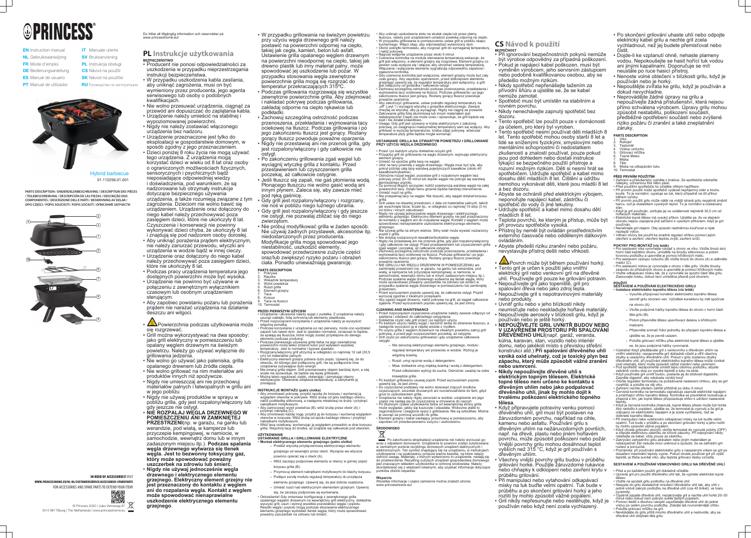# PRINCESS

**EN** Instruction manual
**NL** Gebruiksaanwijzing
**FR** Mode d'emploi
**DE** Bedienungsanleitung
**ES** Manual de usuario
**PT** Manual de utilizador
**IT** Manuale utente
**SV** Bruksanvisning
**PL** Instrukcja obsługi
**CS** Návod na použití
**SK** Návod na použitie
**RU** Руководство по эксплуатации

Hybrid barbecue
01.112256.01.001

PARTS DESCRIPTION / ONDERDELENBESCHRIJVING / DESCRIPTION DES PIÈCES / TEILEBESCHREIBUNG / DESCRIPCIÓN DE LAS PIEZAS / DESCRIÇÃO DOS COMPONENTES / DESCRIZIONE DELLE PARTI / BESKRIVNING AV DELAR / OPIS CZĘŚCI / POPIS SOUČÁSTÍ / POPIS SÚČASTÍ / ОПИСАНИЕ ЗАПЧАСТИ

IN NEED OF ACCESSORIES? VISIT WWW.PRINCESSHOME.EU/NL-NL/CUSTOMERSERVICE/ACCESSORIES-SPAREPARTS FOR ACCESSORIES AND SPARE PARTS TO EXTEND YOUR ITEM!

© Princess 2020 | Jules Verneweg 87
5015 BH Tilburg | The Netherlands | www.princesshome.eu

Du hittar all tillgänglig information och reservdelar på www.princesshome.eu!

## PL Instrukcje użytkowania

**BEZPIECZEŃSTWO**

- Producent nie ponosi odpowiedzialności za uszkodzenia w przypadku nieprzestrzegania instrukcji bezpieczeństwa.
- W przypadku uszkodzenia kabla zasilania, aby uniknąć zagrożenia, musi on być wymieniony przez producenta, jego agenta serwisowego lub osoby o podobnych kwalifikacjach.
- Nie wolno przesuwać urządzenia, ciągnąć za przewód ani dopuszczać do zaplątania kabla.
- Urządzenie należy umieścić na stabilnej i wypoziomowanej powierzchni.
- Nigdy nie należy zostawiać włączonego urządzenia bez nadzoru.
- Urządzenie przeznaczone jest tylko do eksploatacji w gospodarstwie domowym, w sposób zgodny z jego przeznaczeniem.
- Dzieci poniżej 8 roku życia nie mogą używać tego urządzenia. Z urządzenia mogą korzystać dzieci w wieku od 8 lat oraz osoby o ograniczonych możliwościach fizycznych, sensorycznych i psychicznych bądź nieposiadające odpowiedniej wiedzy i doświadczenia, pod warunkiem, że są nadzorowane lub otrzymały instrukcje dotyczące bezpiecznego używania urządzenia, a także rozumieją związane z tym zagrożenia. Dzieciom nie wolno bawić się urządzeniem. Urządzenie oraz dołączony do niego kabel należy przechowywać poza zasięgiem dzieci, które nie ukończyły 8 lat. Czyszczenia i konserwacji nie powinny wykonywać dzieci chyba, że ukończyły 8 lat i znajdują się pod nadzorem osoby dorosłej.
- Aby uniknąć porażenia prądem elektrycznym, nie należy zanurzać przewodu, wtyczki ani urządzenia w wodzie bądź w innej cieczy.
- Urządzenie oraz dołączony do niego kabel należy przechowywać poza zasięgiem dzieci, które nie ukończyły 8 lat.
- Podczas pracy urządzenia temperatura jego dostępnych powierzchni może być wysoka.
- Urządzenie nie powinno być używane w połączeniu z zewnętrznym wyłącznikiem czasowym lub osobnym urządzeniem sterującym.
- Aby zapobiec powstaniu pożaru lub porażenia prądem nie narażać urządzenia na działanie deszczu ani wilgoci.
- ⚠ Powierzchnia podczas użytkowania może się rozgrzewać.
- Grill można wykorzystywać na dwa sposoby: jako grill elektryczny w pomieszczeniu lub opalany węglem drzewnym na świeżym powietrzu. Należy go używać wyłącznie do grillowania jedzenia.
- Nie wolno go używać jako paleniska, grilla opalanego drewnem lub źródła ciepła.
- Nie wolno grillować na nim materiałów ani produktów innych niż spożywcze.
- Nigdy nie umieszczaj ani nie przechowuj materiałów palnych i łatwopalnych w grillu ani w jego pobliżu.
- Nigdy nie używaj produktów w sprayu w pobliżu grilla, gdy jest rozgrzany/włączony lub gdy jeszcze nie ostygł.
- **NIE ROZPALAJ WĘGLA DRZEWNEGO W POMIESZCZENIU ANI W ZAMKNIĘTEJ PRZESTRZENI**(np. w garażu, na ganku lub werandzie, pod wiatą, w kamperze lub przyczepie kempingowej, w namiocie, w samochodzie, wewnątrz domu lub w innym zadaszonym miejscu itp.). **Podczas spalania węgla drzewnego wytwarza się tlenek węgla. Jest to bezwonny toksyczny gaz, który może spowodować poważny uszczerbek na zdrowiu lub śmierć.**
- **Nigdy nie używaj jednocześnie węgla drzewnego i elektrycznego elementu grzejnego. Elektryczny element grzejny nie jest przeznaczony do kontaktu z węglem ani do rozpalania węgla. Kontakt z węglem może spowodować nienaprawialne uszkodzenie elektrycznego elementu grzejnego.**
- W przypadku grillowania na świeżym powietrzu przy użyciu węgla drzewnego grill należy postawić na powierzchni odpornej na ciepło, takiej jak cegła, kamień, beton lub asfalt. Ustawienie grilla opalanego węglem drzewnym na powierzchni nieodpornej na ciepło, takiej jak drewno plastik lub inny materiał palny, może spowodować jej uszkodzenie lub pożar. W przypadku stosowania węgla zewnętrzne powierzchnie grilla mogą się rozgrzać do temperatur przekraczających 315ºC.
- Podczas grillowania rozgrzewają się wszystkie zewnętrzne powierzchnie grilla. Aby zdejmować i nakładać pokrywę podczas grillowania, zakładaj odporne na ciepło rękawice lub podkładki.
- Zachowaj szczególną ostrożność podczas przenoszenia, przekładania i wyjmowania tacy ociekowej na tłuszcz. Podczas grillowania i po jego zakończeniu tłuszcz jest gorący. Rozlany gorący tłuszcz powoduje poważne oparzenia.
- Nigdy nie przestawiaj ani nie przenoś grilla, gdy jest rozpalony/włączony i gdy całkowicie nie ostygł.
- Po zakończeniu grillowania zgaś węgiel lub wyciągnij wtyczkę grilla z kontaktu. Przed przenoszeniem lub czyszczeniem grilla poczekaj, aż całkowicie ostygnie.
- Jeśli tłuszcz się zapali, nie gaś płomienia wodą. Płonącego tłuszczu nie wolno gasić wodą ani innym płynem. Zaleca się, aby zawsze mieć pod ręką gaśnicę.
- Gdy grill jest rozpalony/włączony i rozgrzany, nie noś w pobliżu niego luźnego ubrania.
- Gdy grill jest rozpalony/włączony i gdy jeszcze nie ostygł, nie pozwalaj zbliżać się do niego zwierzętom.
- Nie próbuj modyfikować grilla w żaden sposób. Nie używaj żadnych przystawek, akcesoriów itp. niedostarczonych przez producenta. Modyfikacje grilla mogą spowodować jego niestabilność, uszkodzić elementy, spowodować przedwczesne zużycie części oraz/lub zwiększyć ryzyko pożaru i obrażeń ciała. Ponadto unieważniają gwarancję.

**PARTS DESCRIPTION**
1. Pokrywa
2. Rączka
3. Wskaźnik temperatury
4. Wylot powietrza
5. Ruszt grilla
6. Element grzejny
7. Taca
8. Korpus
9. Taca na tłuszcz
10. Termostat

**PRZED PIERWSZYM UŻYCIEM**
- Urządzenie i akcesoria należy wyjąć z pudełka. Z urządzenia należy usunąć naklejki, folię ochronną lub elementy plastikowe.
- Przed rozpoczęciem korzystania z urządzenia należy je wyczyścić wilgotną szmatką.
- Podczas korzystania z urządzenia po raz pierwszy, może ono wydzielać zapach lub nieco dymu. Jest to zjawisko normalne, oznaczać to będzie, że spalają się tłuszcze, które mogą przylegać do danego elementu podczas produkcji.
- Podczas pierwszego używania grilla farba na jego zewnętrznej powierzchni może lekko zmienić kolor pod wpływem wysokiej temperatury. Jest to normalne i typowe zjawisko.
- Rozgrzany/włączony grill utrzymuj w odległości co najmniej 12 cali (30,5 cm) od materiałów palnych.
- Elektryczny element grzejny pobiera dużo prądu. Upewnij się, że do obwodu, do którego jest podłączony grill, nie są podłączone inne urządzenia pobierające dużo energii.
- Nie smaruj grilla olejem. Grill posmarowany olejem bardziej dymi, a olej może nie spowodować, że będzie się lepiej grillowało.
- Można łatwo regulować ciepło, otwierając i zamykając otwory wentylacyjne. Otwieranie zwiększa temperaturę, a zamykanie ją zmniejsza.

**INSTRUKCJE MONTAŻU (patrz ulotka)**
- Aby zmontować pokrywę, przyłóż rączkę do korpusu i wyrównaj ją względem otworów w pokrywie. Włóż śrubę od góry każdego otworu, nałóż podkładkę silikonową, a następnie metalową na śrubę i przykręć nakrętkami motylkowymi.
- Aby zamocować wylot powietrza (B), włóż śrubę przez otwór (A) i przykręć nakrętką (C).
- Aby zmontować każdą nogę, przyłóż ją do korpusu i wyrównaj względem otworów w korpusie. Włóż śrubę od spodu każdego otworu i przykręć nakrętkami motylkowymi.
- Włóż tacę ociekową, wyrównując ją względem prowadnic w dnie korpusu grilla. Wepchnij tacę do środka, aż znajdzie się całkowicie pod otworem.

**UŻYTKOWANIE**
**USTAWIANIE GRILLA I GRILLOWANIE ELEKTRYCZNE**
- **Montaż elektrycznego elementu grzejnego (patrz ulotka)**
  - Przełóż wtyczkę przyłączeniową elektrycznego elementu grzejnego od wewnątrz przez otwór. Wycięcie we wtyczce powinno opierać się o otwór (A).
  - Włóż zaczepy podporowe elementu w otwory w górnej części korpusu grilla (B).
  - Przymocuj element nakrętkami motylkowymi do blachy korpusu.
  - Podłącz sondę modułu regulacji temperatury do przyłącza elementu grzejnego. Upewnij się, że jest dobrze osadzona.
  - Umieść ruszt nad elektrycznym elementem grzejnym. Upewnij się, że zaczepy podporowe są wyrównane.
- Ostrzeżenie! Gdy zmieniasz konfigurację z zewnętrznego grilla opalanego węglem drzewnym na wewnętrzny grill elektryczny, dokładnie wyczyść grill, usuń i wytrzyj wszelkie pozostałości węgla i popiołu. Resztki węgla i popiołu mogą podczas stosowania elektrycznego elementu grzejnego wydzielać tlenek węgla, który może spowodować poważny uszczerbek na zdrowiu lub śmierć.
- Aby uniknąć uszkodzenia stołu na skutek ciepła lub przez plamy tłuszczu, należy pod urządzeniem umieścić powłokę odporną na ciepło.
- W przypadku grillowania w pomieszczeniu ustaw grill w pobliżu okapu kuchennego. Włącz okap, aby odprowadzać wytworzony dym.
- Obróć pokrętło termostatu, aby rozgrzać grill do wymaganej temperatury, i nałóż pokrywę.
- Nagrzej wstępnie urządzenie przez około 5 minut
- Czerwona kontrolka na module sterowania temperaturą wskazuje, że grill jest włączony, a element grzejny się rozgrzewa. Element grzejny co pewien czas wyłącza się i włącza, aby utrzymać zadaną temperaturę. Włączanie i wyłączanie elementu sygnalizuje odpowiednio zapalona i zgaszona kontrolka.
- Gdy czerwona kontrolka jest wyłączona, element grzejny może być cały czas gorący. Aby zapobiec oparzeniom, przed dotknięciem elementu grzejnego upewnij się, że regulator temperatury jest wyłączony, a grill jest odłączony od gniazdka i całkowicie ostygł.
- Zachowaj szczególną ostrożność podczas przenoszenia, przekładania i wyjmowania tacy ociekowej na tłuszcz. Podczas grillowania i po jego zakończeniu tłuszcz jest gorący. Rozlany gorący tłuszcz powoduje poważne oparzenia.
- Aby zakończyć grillowanie, ustaw pokrętło regulacji temperatury na „off" („wył.") i wyciągnij wtyczkę z gniazdka elektrycznego. Zawsze chwytaj za wtyczkę, aby ją wyciągnąć. Nigdy nie ciągnij za przewód.
- Zakrywanie grilla folią aluminiową lub innym materiałem jest niebezpieczne! Ciepło nie może ujść i spowoduje, że grill będzie się topił i nie działał prawidłowo.
- Uwaga: Gdy grill jest używany w trybie elektrycznym z założoną pokrywą, po osiągnięciu maksymalnej temperatury sam się wyłączy. Aby grillować w wyższej temperaturze, trzeba zdjąć pokrywę, wówczas temperatura płyty grilla będzie mogła wzrosnąć.

**USTAWIANIE GRILLA NA OTWARTYM POWIETRZU I GRILLOWANIE PRZY UŻYCIU WĘGLA DRZEWNEGO**
- Przed i po każdym użyciu dokładnie oczyść grill.
- Przygotuj grill do grillowania na węglu drzewnym, wyjmując elektryczny element grzejny.
- Umieść na spodzie grilla tacę na węgiel.
- Ułóż na tacy piramidę z węgla drzewnego. Węgla musi być tyle, aby pokrył później całą tacę warstwą pojedynczych kawałków (około 40 kawałków/brykietów).
- Ostrożnie rozpal węgiel, pozostaw grill z rozpalonym węglem bez pokrywy przez 20–30 minut lub dopóki węgiel nie pokryje się warstwą jasnoszarego popiołu.
- Za pomocą długich szczypiec rozłóż pojedynczą warstwę węgla na całej powierzchni tacy. Dzięki temu grzanie będzie bardziej równomierne.
- Umieść ruszt na grillu.
- Nie przepełniaj tacy na węgiel. Nie dopuść, aby węgiel dotykał korpusu grilla.
- Grill ustaw na otwartej przestrzeni, z dala od materiałów palnych, takich jak wyschnięte liście, krzaki itp., w odległości co najmniej 10 stóp (3 m) od domu i innych zabudowań.
- Nigdy nie używaj jednocześnie węgla drzewnego i elektrycznego elementu grzejnego. Elektryczny element grzejny nie jest przeznaczony do kontaktu z węglem ani do rozpalania węgla. Kontakt z węglem może spowodować nienaprawialne uszkodzenie elektrycznego elementu grzejnego.
- Nie używaj grilla na silnym wietrze. Silny wiatr może wywiać rozżarzony popiół z grilla.
- Nie dotykaj rozżarzonych kawałków/brykietów węgla.
- Nigdy nie przestawiaj ani nie przenoś grilla, gdy jest rozpalony/włączony i gdy całkowicie nie ostygł. Przed przenoszeniem lub czyszczeniem grilla zgaś węgiel i poczekaj, aż całkowicie ostygnie.
- Zachowaj szczególną ostrożność podczas przenoszenia, przekładania i wyjmowania tacy ociekowej na tłuszcz. Podczas grillowania i po jego zakończeniu tłuszcz jest gorący. Rozlany gorący tłuszcz powoduje poważne oparzenia.
- NIE GRILLUJ NA WĘGLU DRZEWNYM W POMIESZCZENIU ani zamkniętej przestrzeni (np. w garażu, na ganku lub werandzie, pod wiatą, w kamperze lub przyczepie kempingowej, w namiocie, w samochodzie, wewnątrz domu lub w innym zadaszonym miejscu itp.). Podczas spalania węgla drzewnego wytwarza się tlenek węgla, który może spowodować poważny uszczerbek na zdrowiu lub śmierć w przypadku spalania węgla drzewnego w zamkniętej lub zamkniętej przestrzeni.
- Przed wyrzuceniem popiołu upewnij się, że całkowicie ostygł. Popiół wyrzucaj zgodnie z lokalnymi przepisami.
- Aby zgasić węgiel drzewny, nałóż pokrywę na grill, aż węgiel całkowicie zgaśnie. Przed wyrzuceniem popiołu upewnij się, że jest zimny.

**CLEANING AND MAINTENANCE**
- Przed rozpoczęciem czyszczenia urządzenie należy zawsze odłączyć od zasilania i odstawić do całkowitego ostygnięcia.
- Dokładnie czyść cały grill przed i po każdym użyciu.
- Po każdym użyciu należy wyjąć i opróżnić tackę do zbierania tłuszczu, a następnie wyczyścić ją w ciepłej wodzie z mydłem.
- Po użyciu grilla z węglem drzewnym na otwartym powietrzu zakryj grill pokrywą, a przed jego oczyszczeniem poczekaj, aż ostygnie.
- Grill czyść po zakończeniu grillowania i gdy urządzenie całkowicie ostygło:
  - Nie zanurzaj elektrycznego elementu grzejnego, modułu regulacji temperatury ani przewodu w wodzie. Wytrzyj je wilgotną ścierką.
  - Ruszt: umyj ręcznie wodą z detergentem.
  - Misa: dokładnie umyj miękką ścierką i wodą z detergentem. Przed odłożeniem wytrzyj do sucha. Ostrożnie: uważaj na ostre krawędzie grilla.
- Po każdym grillowaniu usuwaj popiół. Przed wyrzuceniem popiołu upewnij się, że jest zimny.
- Do czyszczenia podstawy nie wolno stosować żrących środków czyszczących, szczotek drucianych ani rozcieńczalników do farb, gdyż grozi to uszkodzeniem grilla.
- Urządzenia nie należy nigdy zanurzać w wodzie; urządzenie ani jego części nie nadają się do czyszczenia w zmywarce do naczyń.
- Po dłuższym czasie użytkowania farba od wewnętrznej strony grilla może wyglądać, jakby się łuszczyła i odpadała. Widoczne płatki to nagromadzony i zwęglony tłuszcz z grillowania. Nie są szkodliwe. Należy je usunąć za pomocą szczotki do grilla.
- Element grzejny i kabel zasilający przechowuj w pomieszczeniu, aby zapobiec ich przedwczesnemu zużyciu i uszkodzeniu.

**ŚRODOWISKO**

Po zakończeniu eksploatacji urządzenia nie należy wyrzucać go wraz z odpadami domowymi. Urządzenie to powinno zostać zutylizowane w centralnym punkcie recyklingu domowych urządzeń elektrycznych i elektronicznych. Ten symbol znajdujący się na urządzeniu, w instrukcjach użytkowania i na opakowaniu oznacza ważne kwestie, na które należy zwrócić uwagę. Materiały, z których wytworzono to urządzenie, nadają się do przetworzenia. Recykling zużytych urządzeń gospodarstwa domowego jest znaczącym wkładem użytkownika w ochronę środowiska. Należy skontaktować się z władzami lokalnymi, aby uzyskać informacje dotyczące punktów zbiórki odpadów.

**Wsparcie**
Wszelkie informacje i części zamienne można znaleźć stronie www.princesshome.eu!

## CS Návod k použití

**BEZPEČNOST**

- Při ignorování bezpečnostních pokynů nemůže být výrobce odpovědný za případná poškození.
- Pokud je napájecí kabel poškozen, musí být vyměněn výrobcem, jeho servisním zástupcem nebo podobně kvalifikovanou osobou, aby se předešlo možným rizikům.
- Nikdy spotřebič nepřenášejte tažením za přívodní šňůru a ujistěte se, že se kabel nemůže zamotat.
- Spotřebič musí být umístěn na stabilním a rovném povrchu.
- Nikdy nenechávejte zapnutý spotřebič bez dozoru.
- Tento spotřebič lze použít pouze v domácnosti za účelem, pro který byl vyroben.
- Tento spotřebič nesmí používat děti mladších 8 let. Tento spotřebič mohou osoby starší 8 let a lidé se sníženými fyzickými, smyslovými nebo mentálními schopnostmi či nedostatkem zkušeností a znalostí používat, pouze pokud jsou pod dohledem nebo dostali instrukce týkající se bezpečného použití přístroje a rozumí možným rizikům. Děti si nesmí hrát se spotřebičem. Udržujte spotřebič a kabel mimo dosahu dětí mladších 8 let. Čištění a údržbu nemohou vykonávat děti, které jsou mladší 8 let a bez dozoru.
- Abyste se ochránili před elektrickým výbojem, neponořujte napájecí kabel, zástrčku či spotřebič do vody či jiné tekutiny.
- Udržujte spotřebič a kabel mimo dosahu dětí mladších 8 let.
- Teplota povrchů, ke kterým je přístup, může být při provozu spotřebiče vysoká.
- Přístroj by neměl být ovládán prostřednictvím externího časovače nebo odděleným dálkovým ovládáním.
- Abyste předešli riziku zranění nebo požáru, nevystavujte přístroj dešti nebo vlhkosti.
- ⚠ Povrch může být během používání horký.
- Tento gril je určen k použití jako vnitřní elektrický gril nebo venkovní gril na dřevěné uhlí. Používejte gril pouze ke grilování potravin.
- Nepoužívejte gril jako topeniště, gril pro spalování dřeva nebo jako zdroj tepla.
- Nepoužívejte gril s nepotravinovými materiály nebo produkty.
- Uvnitř grilu nebo v jeho blízkosti nikdy neumisťujte nebo neskladujte hořlavé materiály.
- Nepoužívejte aerosoly v blízkosti grilu, když je používán nebo je ještě horký.
- **NEPOUŽÍVEJTE GRIL UVNITŘ BUDOV NEBO V UZAVŘENÉM PROSTORU PŘI SPALOVÁNÍ DŘEVĚNÉHO UHLÍ**(např. garáž, veranda, kůlna, karavan, stan, vozidlo nebo interiér domu, nebo jakékoli místo s převislou střešní konstrukcí atd.) **Při spalování dřevěného uhlí vzniká oxid uhelnatý, což je toxický plyn bez zápachu, který může způsobit vážné zranění nebo usmrcení.**
- **Nikdy nepoužívejte dřevěné uhlí s elektrickým topným tělesem. Elektrické topné těleso není určeno ke kontaktu s dřevěným uhlím nebo jako podpalovač dřevěného uhlí, jinak by mohlo dojít k trvalému poškození elektrického topného tělesa**.
- Když připravujete potraviny venku pomocí dřevěného uhlí, gril musí být postaven na žáruvzdorném povrchu, například na cihle, kamenu nebo asfaltu. Používání grilu s dřevěným uhlím na nežáruvzdorných površích, např. na dřevě, plastu nebo jiném hořlavém povrchu, může způsobit poškození nebo požár. Vnější povrchy grilu mohou dosáhnout teplot vyšších než 315 °C, když je gril používán s dřevěným uhlím.
- Všechny vnější povrchy grilu budou v průběhu grilování horké. Použijte žáruvzdorné rukavice nebo chňapky k odklopení nebo zavření krytu v průběhu grilování.
- Při manipulaci nebo vytahování odkapávací misky na tuk buďte velmi opatrní. Tuk bude v průběhu a po skončení grilování horký a jeho rozlití by mohlo způsobit vážné popálení.
- Gril nikdy nepřesunujte nebo nestěhujte, když je používán nebo když není zcela vychlazený.
- Po skončení grilování uhaste uhlí nebo odpojte elektrický kabel grilu a nechte gril zcela vychladnout, než jej budete přemisťovat nebo čistit.
- Dojde-li ke vzplanutí ohně, nehaste plameny vodou. Nepokoušejte se hasit hořící tuk vodou ani jinými kapalinami. Doporučuje se mít neustále po ruce hasicí přístroj.
- Nenoste volné oblečení v blízkosti grilu, když je používán nebo je horký.
- Nepouštějte zvířata ke grilu, když je používán a dokud nevychladne.
- Neprovádějte žádné úpravy na grilu a nepoužívejte žádná příslušenství, která nejsou přímo schválena výrobcem. Úpravy grilu mohou způsobit nestabilitu, poškození součástí, předčasné opotřebení součástí nebo zvýšené riziko požáru či zranění a také zneplatnění záruky.

**PARTS DESCRIPTION**
1. Víko
2. Rukojeť
3. Teploměr
4. Výstup vzduchu
5. Grilovací mřížka
6. Topné těleso
7. Miska
8. Tělo
9. Miska na odkapávání tuku
10. Termostat

**PŘED PRVNÍM POUŽITÍM**
- Zařízení a příslušenství vyjměte z krabice. Ze spotřebiče odstraňte nálepky, ochrannou fólii nebo plast.
- Před použitím spotřebiče ho očistěte vlhkým hadříkem.
- Při prvním použití může spotřebič vydávat nepříjemný odér a trochu kouře. To je normální, vypalují se tuky, které přilnuly na díl přímo během výroby.
- Při prvním použití grilu může nátěr na vnější straně grilu nepatrně změnit barvu, což je důsledkem vysokých teplot. To je normální a očekávaný stav.
- Když je gril používán, udržujte jej ve vzdálenosti nejméně 30,5 cm od hořlavých materiálů.
- Elektrické topné těleso má vysoký příkon. Ujistěte se, že ve stejném obvodu nejsou zapojena jiná zařízení s vysokým příkonem, když je gril používán.
- Nenatírejte gril olejem. Olej způsobí nadměrnou kouřivost a nijak nezlepší výkon.
- Větrací otvory lze použít ke snadné regulaci ohřevu pomocí jejich otevření a zavření: otevření teplotu zvýší, zavření sníží.

**POKYNY PRO MONTÁŽ (viz leták)**
- Pro sestavení víka vyrovnejte rukojeť s otvory ve víku. Vložte šroub skrz horní část každého otvoru, umístěte na šrouby silikonovou a potom kovovou podložku a upevněte je pomocí křídlových matic.
- Pro sestavení výstupu vzduchu (B) vložte šroub do otvoru (A) a utáhněte maticí (C).
- Pro sestavení nohou je vyrovnejte s otvory v těle grilu. Vložte šrouby zespodu do příslušných otvorů a upevněte je pomocí křídlových matic.
- Vložte odkapávací misku tak, že ji vyrovnáte se spodní částí těla grilu. Zasouvejte misku, dokud není umístěna přesně pod otvorem.

**POUŽITÍ**
**SESTAVENÍ A POUŽÍVÁNÍ ELEKTRICKÉHO GRILU**
- **Instalace elektrického topného tělesa (viz leták)**
  - Vysuňte připojovací konektor elektrického topného tělesa zevnitř grilu otvorem ven. Výčnělek konektoru by měl spočívat na otvoru (A).
  - Vložte podpěrné háčky topného tělesa do otvorů v horní části těla grilu (B).
  - Potom připevněte těleso upevňovací deskou s křídlovými maticemi.
  - Připevněte snímač řídicí jednotky do připojení topného tělesa a ujistěte se, že je pevně usazen.
  - Položte grilovací mřížku přes elektrické topné těleso a ujistěte se, že jsou podpěrné háčky vyrovnané.
- Výstraha! Když přecházíte z venkovního grilu s dřevěným uhlím na vnitřní elektrický, nezapomeňte gril důkladně očistit a utřít všechny zbytky a usazeniny dřevěného uhlí. Pokud v grilu zůstanou zbytky dřevěného uhlí, při používání elektrického topného tělesa může vznikat oxid uhelnatý, který může způsobit vážné zranění nebo usmrcení.
- Pod spotřebič nezapomeňte umístit tepla odolnou podložku, abyste zabránili vzniku stop po vysoké teplotě a tuku na stole.
- Když používáte gril uvnitř budov, postavte jej do blízkosti digestoře. Zapněte digestoř, aby odsávala vzniklý kouř.
- Otočte regulátor termostatu na požadovanou nastavení ohřevu, aby se gril rozehřál, a položte na něj víko.
- Zařízení nechte předem zahřát přibližně po dobu 5 minut.
- Červená kontrolka na řídicí jednotce ukazuje zapnuté elektrické napájení a probíhající ohřev topného tělesa. Kontrolka se pravidelně rozsvěcuje a zhasíná s tím, jak topné těleso přizpůsobuje ohřev k udržení nastavené teploty.
- Když je červená kontrolka zhasnutá, topné těleso přesto může být horké. Aby nedošlo k popálení, ujistěte se, že termostat je vypnutý a že gril je odpojený od elektrického napájení a je zcela vychlazený, než se dotknete topného tělesa.
- Při manipulaci nebo vytahování odkapávací misky na tuk buďte velmi opatrní. Tuk bude v průběhu a po skončení grilování horký a jeho rozlití by mohlo způsobit vážné popálení.
- Když chcete grilování ukončit, otočte termostat do vypnuté polohy (OFF) a odpojte elektrickou zástrčku ze síťové zásuvky. Při odpojování nikdy netahejte za kabel, vždy pouze za zástrčku.
- Zakrývání zahradního grilu alobalem nebo jiným materiálem je nebezpečné! Žár nebude moci unikat a způsobí, že se zahradní gril roztaví a porouchá.
- Poznámka: při používání elektrického grilu s nasazeným víkem se gril po dosažení maximální teploty vypne. Pokud chcete používat gril při vyšší teplotě, je třeba sundat víko, aby teplota grilovací desky vzrostla.

**SESTAVENÍ A POUŽÍVÁNÍ VENKOVNÍHO GRILU NA DŘEVĚNÉ UHLÍ**
- Před a po každém použití gril důkladně očistěte.
- Upravte gril pro použití dřevěného uhlí tak, že vyjmete elektrické topné těleso.
- Vložte na spodek grilu podložku na dřevěné uhlí.
- Nasypte do grilu dostatečné množství dřevěného uhlí tak, aby uhlí v jedné vrstvě zakrylo podložku na dřevěné uhlí (cca 40 briket), ve tvaru pyramidy.
- Opatrně zapalte dřevěné uhlí, nezakrývejte gril a nechte uhlí hořet 20–30 minut nebo dokud není pokryto světle šedým popelem.
- Pomocí kleští s dlouhou rukojetí uspořádejte dřevěné uhlí do jedné vrstvy po celém povrchu podložky. Získáte tak rovnoměrnější ohřev.
- Položte grilovací mřížku na gril.
- Nevkládejte do grilu příliš mnoho dřevěného uhlí a nedovolte, aby se dřevěné uhlí dotýkalo těla grilu.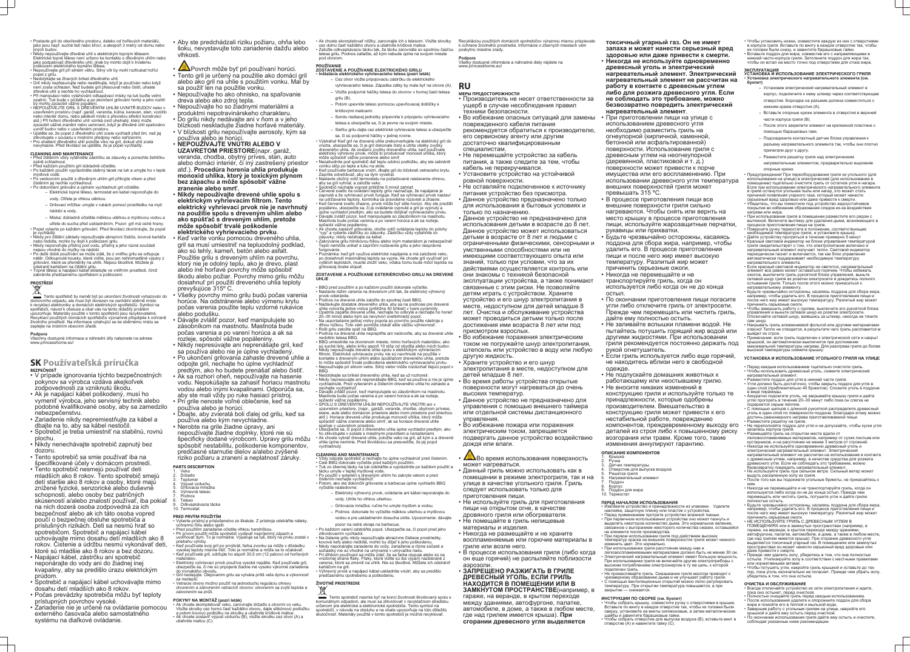- Postavte gril do otevřeného prostoru, daleko od hořlavých materiálů, jako jsou např. suché listí nebo křoví, a alespoň 3 metry od domu nebo jiných budov.
- Nikdy nepoužívejte dřevěné uhlí s elektrickým topným tělesem. Elektrické topné těleso není určeno ke kontaktu s dřevěným uhlím nebo jako podpalovač dřevěného uhlí, jinak by mohlo dojít k trvalému poškození elektrického topného tělesa.
- Nepoužívejte gril při silném větru. Silný vítr by mohl rozfoukat hořící popel z grilu.
- Nedotýkejte se žhavých briket dřevěného uhlí.
- Gril nikdy nepřesunujte nebo nestěhujte, když je používán nebo když není zcela ochlazen. Než budete gril přesouvat nebo čistit, uhaste dřevěné uhlí a nechte ho vychladnout.
- Při manipulaci nebo vyhazování odkapávací misky na tuk buďte velmi opatrní. Tuk bude v průběhu a po ukončení grilování horký a jeho rozlití by mohlo způsobit vážné popálení.
- NEPOUŽÍVEJTE GRIL S DŘEVĚNÝM UHLÍM UVNITŘ BUDOV nebo v uzavřeném prostoru (např. garáž, veranda, kůlna, karavan, stan, vozidlo nebo interiér domu, nebo jakékoli místo s přesahem střechy nebo stříšky atd.) Při hoření dřevěného uhlí vzniká oxid uhelnatý, který může způsobit vážné zranění nebo smrt. Nikdy nepoužívejte gril s dřevěným uhlím uvnitř budov nebo v uzavřeném prostoru.
- Ujistěte se, že popel z dřevěného uhlí zcela vychladl před tím, než jej zlikvidujete v souladu s místními předpisy nebo nařízeními.
- Pro uhašení dřevěného uhlí položte víko na gril, dokud uhlí zcela nevyhasne. Před likvidací se ujistěte, že je popel vychladlý.

**CLEANING AND MAINTENANCE**
- Před čištěním vždy vytáhněte zástrčku ze zásuvky a ponechte spotřebič úplně zchladnout.
- Před každým použitím gril důkladně očistěte.
- Po každém použití vyprázdněte sběrný tácek na tuk a umyjte ho v teplé mýdlové vodě.
- Po venkovním použití s dřevěným uhlím gril přikryjte víkem a před čištěním jej nechte vychladnout.
- Po dokončení grilování a úplném vychladnutí gril očistěte.
  - Elektrické topné těleso, termostat ani kabel neponořujte do vody. Otřete je vlhkou utěrkou.
  - Grilovací mřížka: umyjte v rukách pomocí prostředku na mytí nádobí a vody.
  - Miska: důkladně očistěte měkkou utěrkou a mýdlovou vodou a utřete do sucha před uskladněním. Pozor: gril má ostré hrany.
- Popel vyberte po každém grilování. Před likvidací zkontrolujte, že popel je vychladlý.
- Nikdy pro čištění grilu nepoužívejte abrazivní čisticí prostředky, kovové kartáče nebo ředidla, mohlo by dojít k poškození grilu.
- Nikdy neponořujte přístroj pod vodu, přístroj a jeho různé součásti nejsou vhodné do myčky na nádobí.
- Po delší době používání se může zdát, že z vnitřku grilu se odlupuje nátěr. Odloupnuté kousky, které vidíte, jsou jen nahromaděné výpary z grilování, které se zpevnily na uhlík. Nejsou škodlivé. Můžete je odstranit kartáčem na čištění grilu.
- Topné těleso s napájecí kabel skladujte ve vnitřním prostředí, čímž zabráníte předčasnému opotřebení a poškození.

**PROSTŘEDÍ**

Tento spotřebič by neměl být po ukončení životnosti vyhazován do domovního odpadu, ale musí být dovezen na centrální sběrné místo k recyklaci elektronických a domácích elektrických spotřebičů. Symbol na spotřebiči, návod k obsluze a obal vás na tento důležitý problém upozorňuje. Materiály použité v tomto spotřebiči jsou recyklovatelné. Recyklací použitých domácích spotřebičů významně přispějete k ochraně životního prostředí. Na informace ohledně sběrných míst se zeptejte na místním obecním úřadě.

**Podpora**

Všechny dostupné informace a náhradní díly naleznete na adrese www.princesshome.eu!

# SK Používateľská príručka

**BEZPEČNOSŤ**
- V prípade ignorovania týchto bezpečnostných pokynov sa výrobca vzdáva akejkoľvek zodpovednosti za vzniknutú škodu.
- Ak je napájací kábel poškodený, musí ho vymeniť výrobca, jeho servisný technik alebo podobne kvalifikovaná osoba, aby sa zamedzilo nebezpečenstvu.
- Zariadenie nikdy nepremiestňujte za kábel a dbajte na to, aby sa kábel nestočil.
- Spotrebič je treba umiestniť na stabilnú, rovnú plochu.
- Nikdy nenechávajte spotrebič zapnutý bez dozoru.
- Tento spotrebič sa smie používať iba na špecifikované účely v domácom prostredí.
- Tento spotrebič nesmejú používať deti mladšie ako 8 rokov. Tento spotrebič smejú deti staršie ako 8 rokov a osoby, ktoré majú znížené fyzické, senzorické alebo duševné schopnosti, alebo osoby bez patričných skúseností a/alebo znalostí používať, iba pokiaľ na nich dozerá osoba zodpovedná za ich bezpečnosť alebo ak ich táto osoba vopred poučí o bezpečnej obsluhe spotrebiča a príslušných rizikách. Deti sa nesmú hrať so spotrebičom. Spotrebič a napájací kábel uchovávajte mimo dosahu detí mladších ako 8 rokov. Čistenie a údržbu nesmú vykonávať deti, ktoré sú mladšie ako 8 rokov a bez dozoru.
- Napájací kábel, zástrčku ani spotrebič neponárajte do vody ani do žiadnej inej kvapaliny, aby sa predišlo úrazu elektrickým prúdom.
- Spotrebič a napájací kábel uchovávajte mimo dosahu detí mladších ako 8 rokov.
- Počas prevádzky spotrebiča môžu byť teploty prístupných povrchov vysoké.
- Zariadenie nie je určené na ovládanie pomocou externého časovača alebo samostatného systému na diaľkové ovládanie.
- Aby sa predchádzalo riziku požiaru, ohňa alebo šoku, nevystavujte toto zariadenie dažďu alebo vlhkosti.
- ⚠ Povrch môže byť pri používaní horúci.
- Tento gril je určený na použitie ako domáci gril alebo ako gril na uhlie s použitím vonku. Mal by sa použiť len na prípravu jedla.
- Nepoužívajte ho ako ohnisko, na spaľovanie dreva alebo ako zdroj tepla.
- Nepoužívajte ho so žiadnymi materiálmi a produktmi nepotravinárskeho charakteru.
- Do grilu nikdy nedávajte ani v ňom a v jeho blízkosti neskladujte žiadne horľavé materiály.
- V blízkosti grilu nepoužívajte aerosoly, kým sa používa alebo je horúci.
- **NEPOUŽÍVAJTE VNÚTRI ALEBO V UZAVRETOM PRIESTORE**(napr. garáž, veranda, chodba, obytný príves, stan, auto alebo domáci interiér, či iný zastrešený priestor atď.). **Procedúra horenia uhlia produkuje monoxid uhlíka, ktorý je toxickým plynom bez zápachu a môže spôsobiť vážne zranenie alebo smrť.**
- **Nikdy nepoužívajte drevené uhlie spolu s elektrickým vyhrievacím filtrom. Tento elektrický vyhrievací prvok nie je navrhnutý na použitie spolu s dreveným uhlím alebo ako spúšťač s dreveným uhlím, pretože môže spôsobiť trvalé poškodenie elektrického vyhrievacieho prvku.**
- Keď varíte vonku pomocou dreveného uhlia, gril sa musí umiestniť na tepluodolný podklad, ako sú tehly, kameň, betón alebo asfalt. Použitie grilu s dreveným uhlím na povrchu, ktorý nie je odolný teplu, ako je drevo, plast alebo iné horľavé povrchy môže spôsobiť škodu alebo požiar. Povrchy mimo grilu môžu dosiahnuť pri použití dreveného uhlia teploty prevyšujúce 315º C.
- Všetky povrchy mimo grilu budú počas varenia horúce. Na odstránenie alebo výmenu krytu počas varenia použite teplu vzdorné rukavice alebo podušku.
- Dávajte zvlášť pozor, keď manipulujete so zásobníkom na mastnotu. Mastnota bude počas varenia a po varení horúca a ak sa rozleje, spôsobí vážne popáleniny.
- Nikdy nepresúvajte ani neprenášajte gril, keď sa používa alebo nie je úplne vychladnutý.
- Po ukončení grilovania zahaste drevené uhlie a odpojte gril, nechajte ho úplne vychladnúť predtým, ako ho budete prenášať alebo čistiť.
- Ak sa rozhorí oheň, nepokúšajte sa ho hasiť vodou. Nepokúšajte sa zahasiť horiacu mastnotu vodou alebo inými kvapalinami. Odporúča sa, aby ste mali vždy po ruke hasiaci prístroj.
- Pri grile nenoste voľné oblečenie, keď sa používa alebo je horúci.
- Dbajte, aby zvieratá boli ďaleko od grilu, keď sa používa alebo kým nevychladne.
- Nerobte na grile žiadne úpravy, ani nepoužívajte žiadne doplnky, ktoré nie sú špecificky dodané výrobcom. Úpravy grilu môžu spôsobiť nestabilitu, poškodenie komponentov, predčasné starnutie dielov a/alebo zvýšené riziko požiaru a zranení a neplatnosť záruky.

**PARTS DESCRIPTION**
1. Veko
2. Držadlo
3. Teplomer
4. Výpust vzduchu
5. Grilovacia mriežka
6. Vyhrevné teleso
7. Podnos
8. Teleso
9. Odkvapkávacia tácka
10. Termostat

**PRED PRVÝM POUŽITÍM**
- Vyberte prístroj a príslušenstvo zo škatule. Z prístroja odstráňte nálepky, ochrannú fóliu alebo igelit.
- Pred prvým použitím zariadenie očistite vlhkou handričkou.
- Pri prvom použití môže spotrebič vydávať nepríjemný zápach a uvoľňovať dym. To je normálne. Vyparuje sa tuk, ktorý na prvku zostal v priebehu výroby.
- Keď používate svoj gril po prvýkrát, farba zvonku sa môže v dôsledku vysokej teploty mierne líšiť. Toto je normálne a môže sa to očakávať.
- Keď používate gril, udržujte ho aspoň 30,5 cm (12 palcov) od horľavých materiálov.
- Elektrický vyhrievací prvok používa vysoké napätie. Keď používate gril, uistite sa, či nie sú pripojené žiadne iné vysoko výkonné zariadenia do rovnakého obvodu.
- Gril nemažte. Mazaním grilu sa vytvára príliš veľa dymu a výkonnosť sa nezlepší.
- Vetracie otvory možno použiť na jednoduchú reguláciu ohrevu otvorením a zatvorením vetracích otvorov: otvorením sa zvýši teplota a zatvorením sa zníži.

**POKYNY NA MONTÁŽ (pozri tabuľ)**
- Ak chcete skompletovať veko, zarovnajte držadlo s otvormi vo veku. Vložte skrutky cez hornú časť každého otvoru, skrutkou silikónovú podložku a potom kovovú podložku na skrutky a utiahnite krídlové matice.
- Ak chcete zostaviť výpust vzduchu (B), vložte skrutku cez otvor (A) a utiahnite maticu (C).
- Ak chcete skompletovať nôžky, zarovnajte ich s telesom. Vložte skrutky cez dolnú časť každého otvoru a utiahnite krídlové matice.
- Založte odkvapkávaciu tácku tak, že tácku zarovnáte so spodnou časťou telesa grilu. Podnos zatlačte, až kým nebude úplne na svojom mieste pod otvorom.

**POUŽÍVANIE**

**ZOSTAVENIE A POUŽÍVANIE ELEKTRICKÉHO GRILU**
- Inštalácia elektrického vyhrievacieho telesa (pozri tabuľ)
  - Cez otvor vložte pripojovaciu zástrčku do elektrického vyhrievacieho telesa. Západka zátky by mala byť na otvore (A).
  - Vložte podperné háčiky telesa do otvorov v hornej časti telesa grilu (B).
  - Potom upevnite teleso pomocou upevňovacej doštičky s krídlovými maticami.
  - Sondu riadiacej jednotky pripevnite k pripojeniu vyhrievacieho telesa a uistite sa, či je pevne na svojom mieste.
  - Sieťku grilu dajte cez elektrické vyhrievacie teleso a uistite sa, či sú podporné háčiky v jednej rovine.
- Výstraha! Keď gril na drevené uhlie prekonvertujete na elektrický gril do vnútra, uistite sa, či je gril dokonale čistý a utrite všetky zvyšky dreveného uhlia. Ak zostanú zvyšky dreveného uhlia, keď používate elektrický vyhrievací prvok, môže to produkovať monoxid uhlíka, ktorý môže spôsobiť vážne poranenie alebo smrť.
- Nezabudnite pod spotrebič dať teplu odolnú podložku, aby ste zabránili vzniku stôp po teple a tuku na stole.
- Keď používate barbecue vnútri, dajte ho do blízkosti vetracieho krytu. Zapnite odvetrávač, aby sa dym vyvetral.
- Nastavte otočný volič termostatu na požadované nastavenie ohrevu, aby sa gril vyhrial, a zatvorte veko.
- Spotrebič nechajte vopred približne 5 minút zahriať.
- Červené svetlo na ovládaní teploty grilu naznačuje, že napájanie je zapnuté a že vyhrievací prvok funguje. Keď sa vyhrievací prvok nastaví na udržiavanie teploty, kontrolka sa pravidelne rozsvieti a zhasne.
- Keď červené svetlo zhasne, môžete dať jedlo do grilu. Aby ste predišli popáleniu, ubezpečte sa, či je ovládanie vypnuté a gril je vypnutý a úplne vychladol predtým, ako sa budete dotýkať vyhrievacieho prvku.
- Dávajte zvlášť pozor, keď manipulujete so zásobníkom na mastnotu. Mastnota bude počas varenia a po varení horúca a ak sa rozleje, spôsobí vážne popáleniny.
- Ak chcete zastaviť grilovanie, otočte volič ovládania teploty do polohy "vyp" a vyberte zástrčku zo zásuvky. Zástrčku vždy vytiahnite zo zásuvky, nikdy neťahajte za kábel.
- Zakrývanie grilu hliníkovou fóliou alebo iným materiálom je nebezpečné! Teplo nemôže unikať a zariadenie nebude fungovať správne.
- Poznámka: keď gril využíva elektrické napájanie a má založené veko, po dosiahnutí maximálnej teploty sa vypne. Ak chcete gril využívať pri vyšších teplotách, musíte zložiť veko, vďaka čomu bude môcť teplota na grilovacej doske stúpať.

**ZOSTAVENIE A POUŽÍVANIE EXTERIÉROVÉHO GRILU NA DREVENÉ UHLIE**
- BBQ pred použitím a po každom použití dokonale vyčistite.
- Nastavte režim varenia na drevenom uhlí tak, že elektrický vyhrievací prvok odstránite.
- Podnos na drevené uhlie založte do spodnej časti BBQ.
- Nasypte dostatok dreveného uhlia, aby sa na podnose pre drevené uhlie vytvorila jedna vrstva (približne 40 brikiet) v tvare pyramídy.
- Opatrne zapáľte drevené uhlie, nechajte ho odokryté a nechajte ho horieť 20–30 minút alebo kým sa nevytvorí rovnomerný popol.
- Na rozloženie horiaceho uhlia po povrchu použite nástroje s dlhou rúčkou. Toto vám pomôže získať rovnomerné vyhrievanie.
- Rošt grilu založte späť na BBQ.
- Podnos na drevené uhlie nepreplňte ani nedovoľte, aby sa drevené uhlie dotklo telesa BBQ.
- BBQ umiestnite na otvorenom mieste, mimo horľavých materiálov, ako sú suché listy alebo kríky aspoň 10 stôp od obydlia alebo iných budov.
- Nikdy nepoužívajte drevené uhlie spolu s elektrickým vyhrievacím filtrom. Elektrické vyhrievacie prvky nie sú navrhnuté na použitie v kontakte s dreveným uhlím alebo spúšťačom dreveného uhlia, pretože to môže spôsobiť trvalé poškodenie elektrického vyhrievacieho prvku.
- Nepoužívajte pri silnom vetre. Silný veter môže rozdúchať tlejúci popol v BBQ.
- Nedotýkajte sa brikiet dreveného uhlia, keď sa už rozhoreli.
- Nikdy nepresúvajte ani neprenášajte BBQ, keď sa používa a nie je úplne vychladnuté. Pred vyberaním a čistením dreveného uhlia ho zahaste a nechajte vychladnúť.
- Dávajte zvlášť pozor, keď manipulujete so zásobníkom na mastnotu. Mastnota bude počas varenia a po varení horúca a ak sa rozleje, spôsobí vážne popáleniny.
- SPOLU S DREVENÝM UHLÍM NEPOUŽÍVAJTE VNÚTRI ani v uzavretom priestore, (napr., garáž, veranda, chodba, obytnom prívese, stane, auto alebo domácom interiéri alebo v akejkoľvek inej zastrešenej atď.). Horiace drevené uhlie produkuje monoxid uhlíka, ktorý môže spôsobiť vážne zranenie alebo smrť, ak sa horiace drevené uhlie spaľuje v uzavretom priestore.
- Ubezpečte sa, či popol z dreveného uhlia úplne vychladol predtým, ako ho zlikvidujete v súlade s miestnymi pravidlami a nariadeniami.
- Ak chcete vyhasiť drevené uhlie, položte veko na gril, až kým sa drevené uhlie úplne nezhasne. Pred likvidáciou sa presvedčte, že je popol vychladnutý.

**CLEANING AND MAINTENANCE**
- Vždy odpojte spotrebič a nechajte ho úplne vychladnúť pred čistením.
- Celé BBQ dokonale vyčistite pred každým použitím.
- Tuk zo zbernej tácky na tuk odstráňte a vyprázdnite po každom použití a tácku umyte v teplej mydlovej vode.
- Po použití v exteriéri s dreveným uhlím ho zakryte vekom a pred čistením nechajte vychladnúť.
- Potom, ako ste dokončili grilovanie a barbecue úplne vychladlo BBQ vyčistite nasledovne:
  - Elektrický vyhrievací prvok, ovládanie ani kábel neponárajte do vody. Utrite ho vlhkou utierkou.
  - Grilovacia mriežka: ručne ho umyte mydlom a vodou.
  - Podnos: dokonale ho vyčistite mäkkou utierkou a mydlovou vodou a pred uskladnením dosucha utrite. Upozornenie: dávajte pozor na ostré okraje na barbecue.
- Po každom varení odstráňte popol. Ubezpečte sa, či popol pred jeho zlikvidovaním vychladol.
- Na čistenie grilu nikdy nepoužívajte abrazívne čistiace prostriedky, kovové kefy alebo riedidlá, mohlo by dôjsť k jeho poškodeniu.
- Nikdy neponárajte zariadenie do vody, zariadenie a rôzne súčasti a súčastky nie sú vhodné na umývanie v umývačke riadu.
- Pri dlhom používaní sa môže zdať, že sa farba olupuje alebo sú na vnútornej strane flaky. Flaky, ktoré vidíte sú iba výpary nazbierané z varenia, ktoré sa zmenili na uhlík. Nie sú škodlivé. Odstráňte ich pomocou kefky na čistenie grilu.
- Vyhrievací prvok a napájací kábel uskladnite vnútri, aby sa predišlo predčasnému opotrebeniu a poškodeniu.

**ŽIVOTNÉ PROSTREDIE**

Tento spotrebič nesmie byť na konci životnosti likvidovaný spolu s komunálnym odpadom, ale musí sa zlikvidovať v recyklačnom stredisku určenom pre elektrické a elektronické spotrebiče. Tento symbol na spotrebiči, v návode na obsluhu a na obale upozorňuje na túto dôležitú skutočnosť. Materiály použité v tomto spotrebiči je možné recyklovať. Recykláciou použitých domácich spotrebičov výrazne môžete prispievať k ochrane životného prostredia. Informácie o zberných miestach vám poskytnú miestne úrady.

**Podpora**

Všetky dostupné informácie a náhradné diely nájdete na www.princesshome.eu!

# RU

**МЕРЫ ПРЕДОСТОРОЖНОСТИ**
- Производитель не несет ответственности за ущерб в случае несоблюдения правил техники безопасности.
- Во избежание опасных ситуаций для замены поврежденного кабеля питания рекомендуется обратиться к производителю, его сервисному центру или другим достаточно квалифицированным специалистам.
- Не перемещайте устройство за кабель питания, а также следите за тем, чтобы кабель не перекручивался.
- Установите устройство на устойчивой ровной поверхности.
- Не оставляйте подключенное к источнику питания устройство без присмотра.
- Данное устройство предназначено только для использования в бытовых условиях и только по назначению.
- Данное устройство не предназначено для использования детьми в возрасте до 8 лет. Данное устройство может использоваться детьми в возрасте от 8 лет и людьми с ограниченными физическими, сенсорными и умственными способностями или не имеющими соответствующего опыта или знаний, только при условии, что за их действиями осуществляется контроль или они знакомы с техникой безопасной эксплуатации устройства, а также понимают связанные с этим риски. Не позволяйте детям играть с устройством. Храните устройство и его шнур электропитания в месте, недоступном для детей младше 8 лет. Очистка и обслуживание устройства может проводиться детьми только после достижения ими возраста 8 лет или под присмотром взрослых.
- Во избежание поражения электрическим током не погружайте шнур электропитания, штепсель или устройство в воду или любую другую жидкость.
- Храните устройство и его шнур электропитания в месте, недоступном для детей младше 8 лет.
- Во время работы устройства открытые поверхности могут нагреваться до очень высоких температур.
- Данное устройство не предназначено для управления с помощью внешнего таймера или отдельной системы дистанционного управления.
- Во избежание пожара или поражения электрическим током, запрещается подвергать данное устройство воздействию дождя или влаги.
- ⚠ Во время использования поверхность может нагреваться.
- Данный гриль можно использовать как в помещении в режиме электрогриля, так и на улице в качестве угольного гриля. Гриль следует использовать только для приготовления пищи.
- Не используйте гриль для приготовления пищи на открытом огне, в качестве дровяного гриля или обогревателя.
- Не помещайте в гриль непищевые материалы и изделия.
- Никогда не размещайте и не храните воспламеняемые или горючие материалы в гриле или возле него.
- В процессе использования гриля (либо когда он еще горячий) не распыляйте поблизости аэрозоли.
- **ЗАПРЕЩЕНО РАЗЖИГАТЬ В ГРИЛЕ ДРЕВЕСНЫЙ УГОЛЬ, ЕСЛИ ГРИЛЬ НАХОДИТСЯ В ПОМЕЩЕНИИ ИЛИ В ЗАМКНУТОМ ПРОСТРАНСТВЕ**(например, в гараже, на веранде, в рабочем переходе между зданиями, автофургоне, палатке, автомобиле, в доме, а также в любом месте, где над грилем имеется крыша). **При сгорании древесного угля выделяется токсичный угарный газ. Он не имеет запаха и может нанести серьезный вред здоровью или даже привести к смерти.**
- **Никогда не используйте одновременно древесный уголь и электрический нагревательный элемент. Электрический нагревательный элемент не рассчитан на работу в контакте с древесным углем либо для розжига древесного угля. Если не соблюдать это требование, можно безвозвратно повредить электрический нагревательный элемент.**
- При приготовлении пищи на улице с использованием древесного угля необходимо разместить гриль на огнеупорной (кирпичной, каменной, бетонной или асфальтированной) поверхности. Использование гриля с древесным углем на неогнеупорной (деревянной, пластиковой и т. д.) поверхности может привести к порче имущества или его воспламенению. При использовании древесного угля температура внешних поверхностей гриля может превышать 315 °C.
- В процессе приготовления пищи все внешние поверхности гриля сильно нагреваются. Чтобы снять или вернуть на место крышку в процессе приготовления пищи, используйте жаростойкие перчатки, прихватки.
- Будьте чрезвычайно осторожны, касаясь поддона для сбора жира, например, чтобы удалить его. В процессе приготовления пищи и после него жир имеет высокую температуру. Разлитый жир может причинить серьезные ожоги.
- Никогда не перемещайте и не транспортируйте гриль, когда он используется либо когда он еще до конца не остыл.
- По окончании приготовления пищи погасите угли либо отключите гриль от электросети. Прежде чем перемещать или чистить гриль, дайте ему полностью остыть.
- Не заливайте вспышки пламени водой. Не пытайтесь потушить горящий жир водой или другими жидкостями. При использовании гриля рекомендуется постоянно держать под рукой огнетушитель.
- Если гриль используется либо еще горячий, не находитесь вблизи него в свободной одежде.
- Не подпускайте домашних животных к работающему или неостывшему грилю.
- Не вносите никаких изменений в конструкцию гриля и используйте только те принадлежности, которые одобрены производителем. Вмешательство в конструкцию гриля может привести к его нестабильной работе, повреждению компонентов, преждевременному выходу его деталей из строя либо к повышенному риску возгорания или травм. Кроме того, такие изменения аннулируют гарантию.

**ОПИСАНИЕ КОМПОНЕНТОВ**
1. Крышка
2. Ручка
3. Датчик температуры
4. Отверстие для выпуска воздуха
5. Решетка гриля
6. Нагревательный элемент
7. Поддон
8. Корпус
9. Поддон для жира
10. Термостат

**ПЕРЕД НАЧАЛОМ ИСПОЛЬЗОВАНИЯ**
- Извлеките устройство и принадлежности из упаковки. Удалите наклейки, защитную пленку или пластик с устройства.
- Перед применением протрите устройство влажной тканью.
- При первичном использовании устройство оно может пахнуть и выделять некоторое количество дыма. Это нормальное явление, связанное с выгоранием некоторого количества смазки, оставшейся на элементе после производства.
- При первом использовании гриля под действием высоких температур краска на внешних поверхностях гриля может немного изменить цвет. Это нормально.
- При использовании гриля расстояние между ним и легковоспламеняемыми материалами должно быть не менее 30 см.
- Электрический нагревательный элемент имеет большую мощность. При использовании гриля не включайте другие электроприборы с высоким потреблением электроэнергии в ту же цепь, к которой подключен гриль.
- Не смазывайте гриль. Смазывание гриля маслом приводит к чрезмерному образованию дыма и не улучшает работу гриля.
- С помощью вентиляционных отверстий можно легко регулировать температуру. При открытии температура повышается, а при закрытии — снижается.

**ИНСТРУКЦИИ ПО СБОРКЕ (см. буклет)**
- Чтобы собрать крышку, совместите ручку с отверстиями в крышке. Вставьте по винту в каждое отверстие так, чтобы их головки были сверху, установите на винты силиконовую шайбу, а затем металлические шайбы и завинтите барашковые гайки.
- Чтобы собрать отверстие для выпуска воздуха (B), вставьте винт в отверстие (A) и навинтите гайку (C).
- Чтобы установить ножки, совместите каждую из них с отверстиями в корпусе гриля. Вставьте по винту в каждое отверстие так, чтобы их головки были снизу, и завинтите барашковые гайки.
- Вставьте поддон для жира, совместив его с направляющими в нижней части корпуса гриля. Затолкните поддон для жира так, чтобы он встал на место точно под отверстием для стока жира.

**ЭКСПЛУАТАЦИЯ**

**УСТАНОВКА И ИСПОЛЬЗОВАНИЕ ЭЛЕКТРИЧЕСКОГО ГРИЛЯ**
- Установка электрического нагревательного элемента (см. буклет)
  - Установите электрический нагревательный элемент в корпус, подключите к нему штекер через соответствующее отверстие. Бороздка на разъеме должна совместиться с нижним краем отверстия (A).
  - Вставьте опорные крючки элемента в отверстия в верхней части корпуса гриля (B).
  - После этого закрепите элемент на крепежной пластине с помощью барашковых гаек.
  - Подсоедините контактный датчик блока управления к разъему нагревательного элемента так, чтобы они плотно прилегали друг к другу.
  - Разместите решетку гриля над электрическим нагревательным элементом, предварительно выровняв опорные крюки.
- Предупреждение! При переоборудовании гриля из угольного (для использования на улице) в электрический (для использования в помещении) тщательно очистите гриль от остатков угля и нагара. Если при использовании электрического нагревательного элемента в гриле останутся угольные пыль или нагар, это может стать причиной появления угарного газа, который может нанести серьезный вред здоровью или даже привести к смерти.
- Убедитесь, что вы поместили под устройство жароустойчивое покрытие во избежание образования следов из-за воздействия нагрева или жира.
- При использовании гриля в помещении разместите его рядом с вытяжкой. Включите вытяжку для удаления дыма, возникающего в процессе приготовления пищи на гриле.
- Поверните ручку термостата в положение, соответствующее необходимой температуре гриля, и установите крышку.
- Дайте устройству прогреться в течение примерно 5 минут.
- Красный световой индикатор на блоке управления температурой гриля свидетельствует о том, что электропитание включено и нагревательный элемент излучает тепло. Световой индикатор периодически гаснет и включается, так как блок управления автоматически поддерживает необходимую температуру нагревательного элемента.
- Если красный световой индикатор не светится, нагревательный элемент все равно может оставаться горячим. Чтобы избежать ожогов, выключите гриль рукояткой блока управления, выньте сетевой шнур гриля из розетки электросети и дождитесь полного остывания гриля. Только после этого можно прикасаться к нагревательному элементу.
- Будьте чрезвычайно осторожны, касаясь поддона для сбора жира, например, чтобы удалить его. В процессе приготовления пищи и после него жир имеет высокую температуру. Разлитый жир может причинить серьезные ожоги.
- Чтобы завершить работу с грилем, выключите его рукояткой блока управления и выньте сетевой шнур гриля из розетки электросети. Отключайте сетевой шнур, взявшись за штекер, никогда не тяните сам шнур.
- Накрывать гриль алюминиевой фольгой или другими материалами опасно! Тепло не отводится, в результате чего гриль расплавится и выйдет из строя.
- Примечание: если гриль подключен к электрической сети и накрыт крышкой, он автоматически выключится при достижении максимальной температуры нагрева. Для разогрева гриля до более высокой температуры снимите крышку.

**УСТАНОВКА И ИСПОЛЬЗОВАНИЕ УГОЛЬНОГО ГРИЛЯ НА УЛИЦЕ**
- Перед каждым использованием тщательно очистите гриль.
- Чтобы использовать древесный уголь, снимите электрический нагревательный элемент.
- Разместите поддон для угля в нижней части гриля.
- Угля должно быть достаточно, чтобы закрыть поддон для угля в один слой (приблизительно 40 брикетов). Сложите уголь в поддоне в виде пирамиды.
- Аккуратно подожгите уголь, не закрывайте крышку и дайте углю прогореть в течение 20–30 минут либо пока он слегка не подернется серым пеплом.
- С помощью щипцов с длинной рукояткой распределите древесный уголь в один слой по поверхности поддона. Благодаря этому можно достичь равномерного нагрева приготавливаемой пищи.
- Разместите решетку на гриле.
- Не переполняйте поддон для угля и не допускайте, чтобы куски угля касались корпуса гриля.
- Размещайте гриль на открытом месте вдали от легковоспламеняемых материалов, например от сухих листьев или кустарников, и на расстоянии не менее 3 метров от строений.
- Никогда не используйте одновременно древесный уголь и электрический нагревательный элемент. Электрический нагревательный элемент не рассчитан на использование в контакте с древесным углем, например, в качестве средства для розжига древесного угля. Если не соблюдать это требование, можно безвозвратно повредить нагревательный элемент.
- Не используйте гриль при сильном ветре. Сильный ветер может выдуть раскаленную золу из гриля.
- После того как вы подожгли угольные брикеты, не прикасайтесь к ним.
- Никогда не перемещайте и не транспортируйте гриль, когда он используется либо когда он не до конца остыл. Прежде чем перемещать или чистить гриль, потушите угли и дайте грилю полностью остыть.
- Будьте чрезвычайно осторожны, касаясь поддона для сбора жира, например, чтобы удалить его. В процессе приготовления пищи и после него жир имеет высокую температуру. Разлитый жир может причинить серьезные ожоги.
- НЕ ИСПОЛЬЗУЙТЕ ГРИЛЬ С ДРЕВЕСНЫМ УГЛЕМ В ПОМЕЩЕНИЯХ или в замкнутых пространствах (например, в гараже, на веранде, в крытом переходе между зданиями, автофургоне, палатке, автомобиле, в доме, а также в любом месте, где над грилем имеется крыша). При сгорании древесного угля выделяется токсичный угарный газ. В помещениях или замкнутых пространствах он может нанести серьезный вред здоровью или даже привести к смерти.
- Прежде чем удалять золу, убедитесь в том, что она полностью остыла. Утилизируйте золу в соответствии с местными правилами или нормативными актами.
- Чтобы потушить угли, накройте гриль крышкой и оставьте до тех пор, пока уголь окончательно не погаснет. Прежде чем убрать золу, убедитесь в том, что она остыла.

**ОЧИСТКА И ОБСЛУЖИВАНИЕ**
- Всегда отключайте устройство из сети электропитания и ждите, пока оно остынет, перед очисткой.
- Полностью очищайте гриль перед каждым использованием.
- После использования удалите и опорожните поддон для сбора жира и помойте его в теплой и мыльной воде.
- Завершив работу с угольным грилем на улице, накройте его крышкой и дайте ему остыть перед очисткой.
- По окончании использования гриля дайте ему остыть и очистите, соблюдая указанные ниже рекомендации.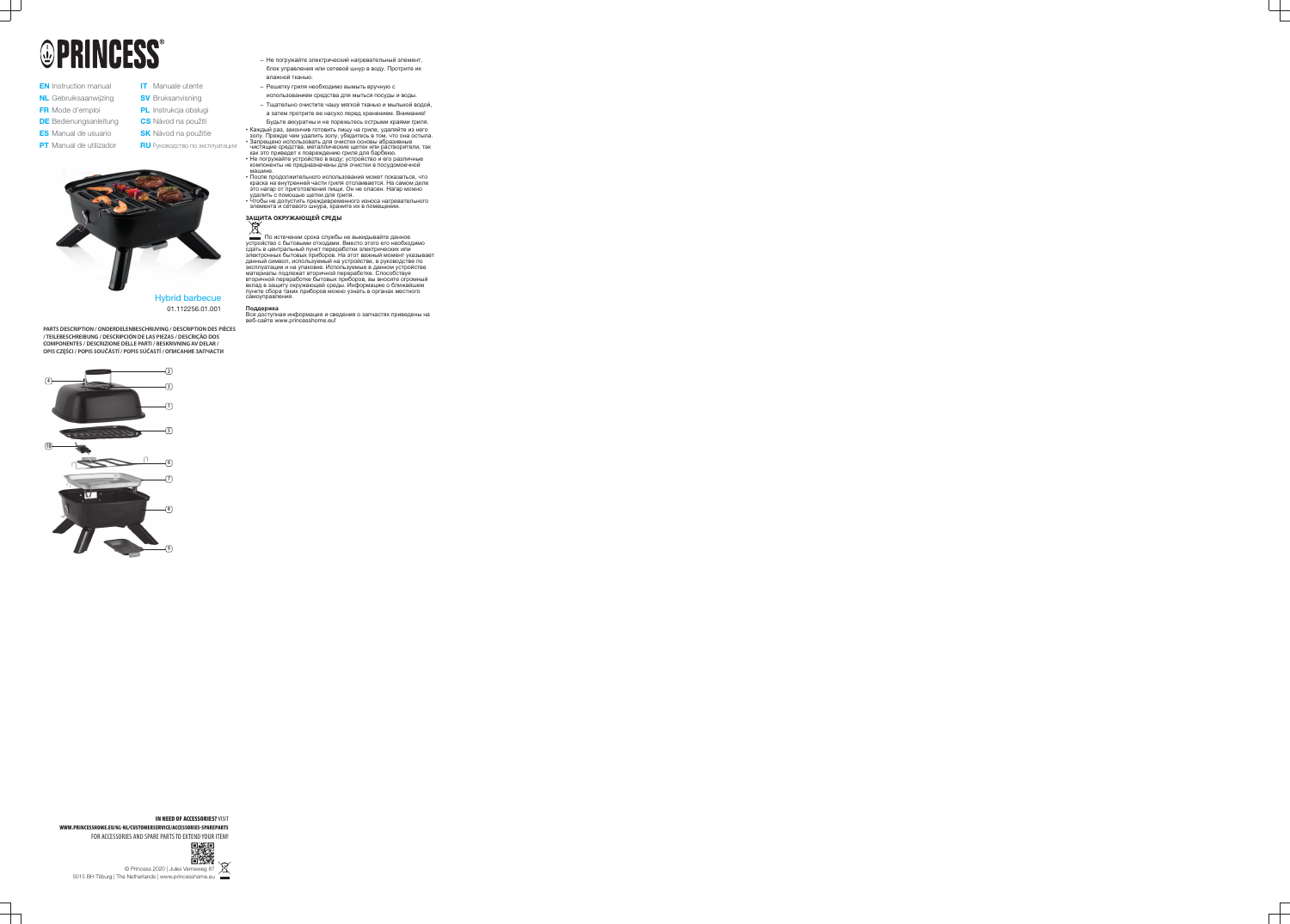# PRINCESS®

**EN** Instruction manual
**NL** Gebruiksaanwijzing
**FR** Mode d'emploi
**DE** Bedienungsanleitung
**ES** Manual de usuario
**PT** Manual de utilizador
**IT** Manuale utente
**SV** Bruksanvisning
**PL** Instrukcja obsługi
**CS** Návod na použití
**SK** Návod na použitie
**RU** Руководство по эксплуатации

Hybrid barbecue
01.112256.01.001

**PARTS DESCRIPTION / ONDERDELENBESCHRIJVING / DESCRIPTION DES PIÈCES / TEILEBESCHREIBUNG / DESCRIPCIÓN DE LAS PIEZAS / DESCRIÇÃO DOS COMPONENTES / DESCRIZIONE DELLE PARTI / BESKRIVNING AV DELAR / OPIS CZĘŚCI / POPIS SOUČÁSTÍ / POPIS SÚČASTÍ / ОПИСАНИЕ ЗАПЧАСТИ**

4
2
3
1
5
10
6
7
8
9

– Не погружайте электрический нагревательный элемент, блок управления или сетевой шнур в воду. Протрите их влажной тканью.
– Решетку гриля необходимо вымыть вручную с использованием средства для мытья посуды и воды.
– Тщательно очистите чашу мягкой тканью и мыльной водой, а затем протрите ее насухо перед хранением. Внимание! Будьте аккуратны и не порежьтесь острыми краями гриля.

- Каждый раз, закончив готовить пищу на гриле, удаляйте из него золу. Прежде чем удалять золу, убедитесь в том, что она остыла.
- Запрещено использовать для очистки основы абразивные чистящие средства, металлические щетки или растворители, так как это приведет к повреждению гриля для барбекю.
- Не погружайте устройство в воду; устройство и его различные компоненты не предназначены для очистки в посудомоечной машине.
- После продолжительного использования может показаться, что краска на внутренней части гриля отслаивается. На самом деле это нагар от приготовления пищи. Он не опасен. Нагар можно удалить с помощью щетки для гриля.
- Чтобы не допустить преждевременного износа нагревательного элемента и сетевого шнура, храните их в помещении.

## ЗАЩИТА ОКРУЖАЮЩЕЙ СРЕДЫ

По истечении срока службы не выкидывайте данное устройство с бытовыми отходами. Вместо этого его необходимо сдать в центральный пункт переработки электрических или электронных бытовых приборов. На этот важный момент указывает данный символ, используемый на устройстве, в руководстве по эксплуатации и на упаковке. Используемые в данном устройстве материалы подлежат вторичной переработке. Способствуя вторичной переработке бытовых приборов, вы вносите огромный вклад в защиту окружающей среды. Информацию о ближайшем пункте сбора таких приборов можно узнать в органах местного самоуправления.

**Поддержка**
Вся доступная информация и сведения о запчастях приведены на веб-сайте www.princesshome.eu!

**IN NEED OF ACCESSORIES?** VISIT
**WWW.PRINCESSHOME.EU/NL-NL/CUSTOMERSERVICE/ACCESSORIES-SPAREPARTS**
FOR ACCESSORIES AND SPARE PARTS TO EXTEND YOUR ITEM!

© Princess 2020 | Jules Verneweg 87
5015 BH Tilburg | The Netherlands | www.princesshome.eu